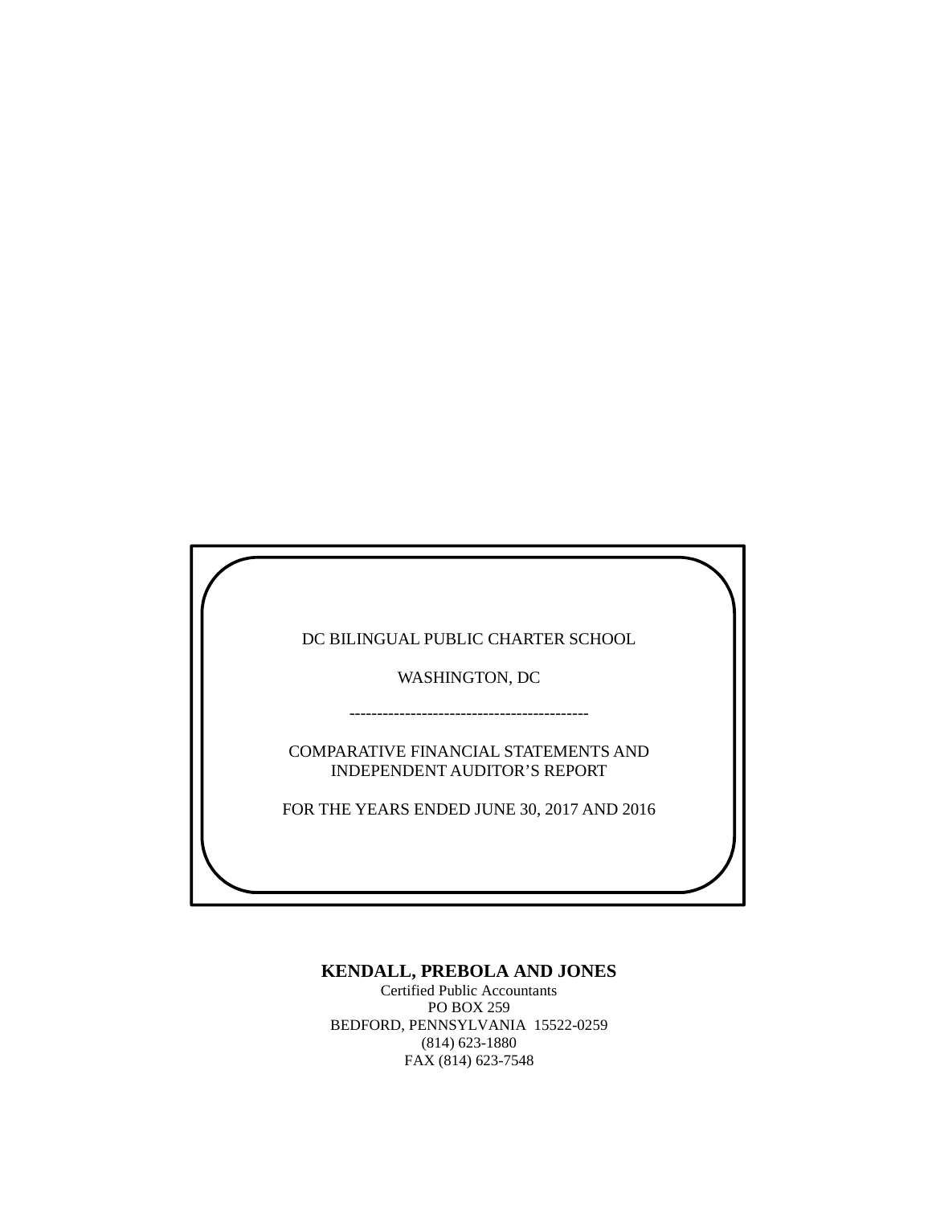DC BILINGUAL PUBLIC CHARTER SCHOOL

WASHINGTON, DC

-------------------------------------------

COMPARATIVE FINANCIAL STATEMENTS AND
INDEPENDENT AUDITOR'S REPORT

FOR THE YEARS ENDED JUNE 30, 2017 AND 2016

**KENDALL, PREBOLA AND JONES**
Certified Public Accountants
PO BOX 259
BEDFORD, PENNSYLVANIA 15522-0259
(814) 623-1880
FAX (814) 623-7548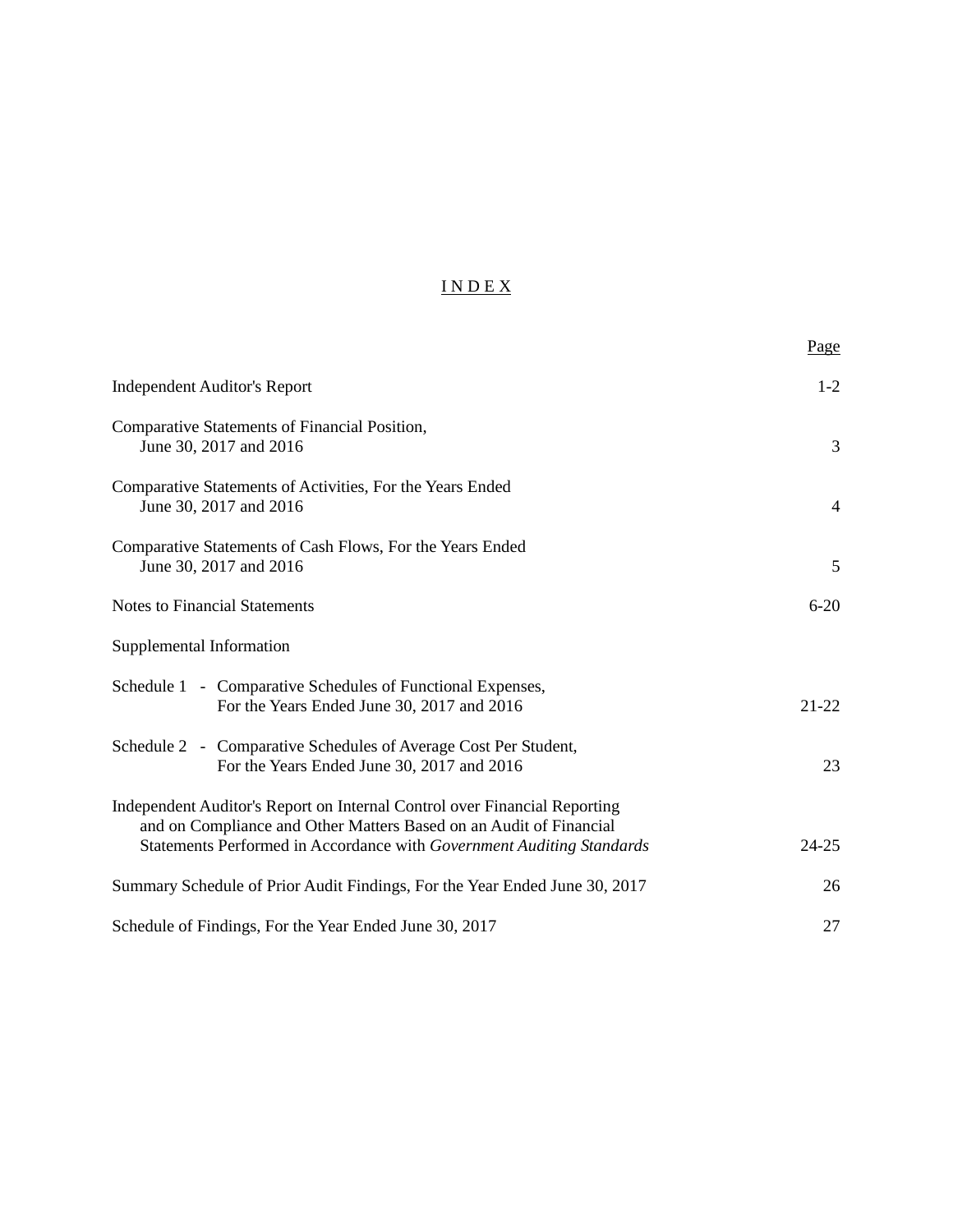# INDEX

| | Page |
|---|---|
| Independent Auditor's Report | 1-2 |
| Comparative Statements of Financial Position, June 30, 2017 and 2016 | 3 |
| Comparative Statements of Activities, For the Years Ended June 30, 2017 and 2016 | 4 |
| Comparative Statements of Cash Flows, For the Years Ended June 30, 2017 and 2016 | 5 |
| Notes to Financial Statements | 6-20 |
| Supplemental Information | |
| Schedule 1 - Comparative Schedules of Functional Expenses, For the Years Ended June 30, 2017 and 2016 | 21-22 |
| Schedule 2 - Comparative Schedules of Average Cost Per Student, For the Years Ended June 30, 2017 and 2016 | 23 |
| Independent Auditor's Report on Internal Control over Financial Reporting and on Compliance and Other Matters Based on an Audit of Financial Statements Performed in Accordance with *Government Auditing Standards* | 24-25 |
| Summary Schedule of Prior Audit Findings, For the Year Ended June 30, 2017 | 26 |
| Schedule of Findings, For the Year Ended June 30, 2017 | 27 |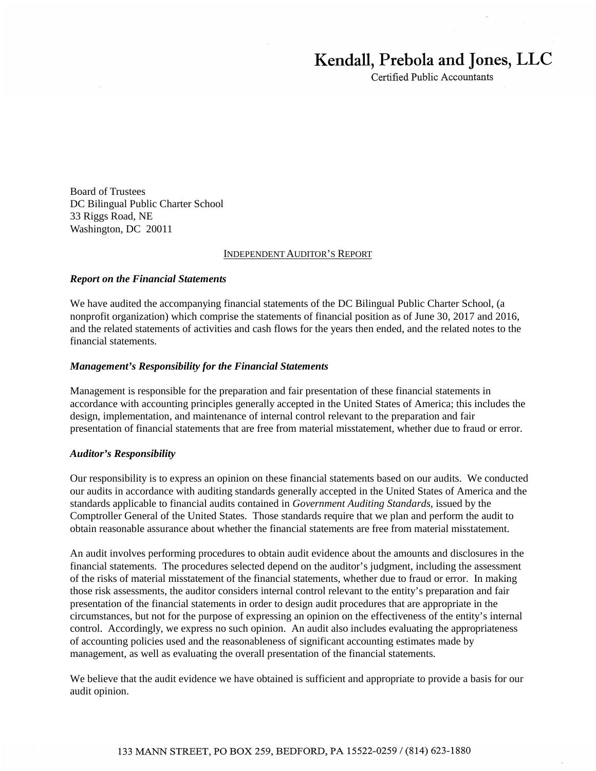# Kendall, Prebola and Jones, LLC

Certified Public Accountants

Board of Trustees
DC Bilingual Public Charter School
33 Riggs Road, NE
Washington, DC 20011

INDEPENDENT AUDITOR'S REPORT

***Report on the Financial Statements***

We have audited the accompanying financial statements of the DC Bilingual Public Charter School, (a nonprofit organization) which comprise the statements of financial position as of June 30, 2017 and 2016, and the related statements of activities and cash flows for the years then ended, and the related notes to the financial statements.

***Management's Responsibility for the Financial Statements***

Management is responsible for the preparation and fair presentation of these financial statements in accordance with accounting principles generally accepted in the United States of America; this includes the design, implementation, and maintenance of internal control relevant to the preparation and fair presentation of financial statements that are free from material misstatement, whether due to fraud or error.

***Auditor's Responsibility***

Our responsibility is to express an opinion on these financial statements based on our audits. We conducted our audits in accordance with auditing standards generally accepted in the United States of America and the standards applicable to financial audits contained in *Government Auditing Standards*, issued by the Comptroller General of the United States. Those standards require that we plan and perform the audit to obtain reasonable assurance about whether the financial statements are free from material misstatement.

An audit involves performing procedures to obtain audit evidence about the amounts and disclosures in the financial statements. The procedures selected depend on the auditor's judgment, including the assessment of the risks of material misstatement of the financial statements, whether due to fraud or error. In making those risk assessments, the auditor considers internal control relevant to the entity's preparation and fair presentation of the financial statements in order to design audit procedures that are appropriate in the circumstances, but not for the purpose of expressing an opinion on the effectiveness of the entity's internal control. Accordingly, we express no such opinion. An audit also includes evaluating the appropriateness of accounting policies used and the reasonableness of significant accounting estimates made by management, as well as evaluating the overall presentation of the financial statements.

We believe that the audit evidence we have obtained is sufficient and appropriate to provide a basis for our audit opinion.

133 MANN STREET, PO BOX 259, BEDFORD, PA 15522-0259 / (814) 623-1880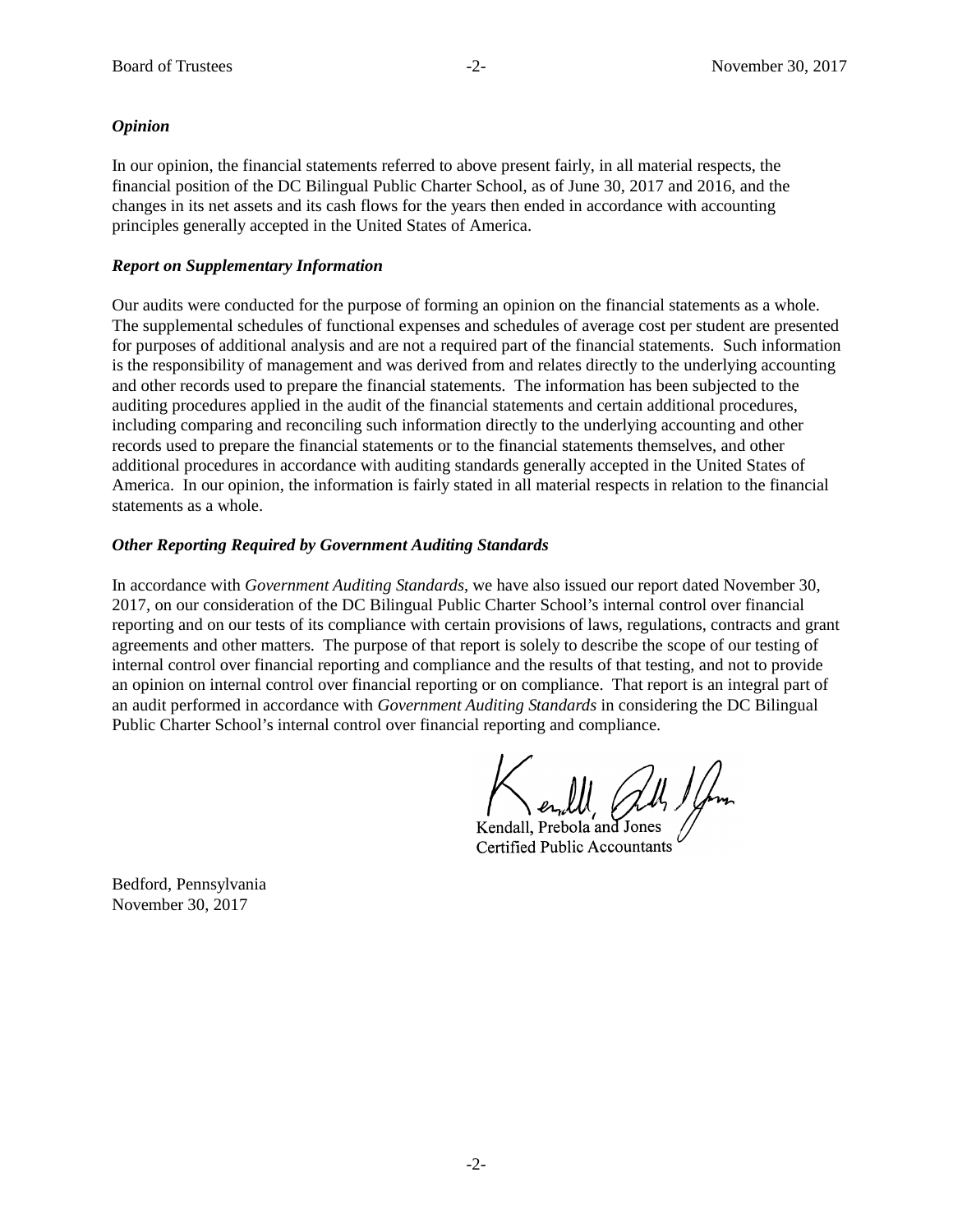***Opinion***

In our opinion, the financial statements referred to above present fairly, in all material respects, the financial position of the DC Bilingual Public Charter School, as of June 30, 2017 and 2016, and the changes in its net assets and its cash flows for the years then ended in accordance with accounting principles generally accepted in the United States of America.

***Report on Supplementary Information***

Our audits were conducted for the purpose of forming an opinion on the financial statements as a whole. The supplemental schedules of functional expenses and schedules of average cost per student are presented for purposes of additional analysis and are not a required part of the financial statements. Such information is the responsibility of management and was derived from and relates directly to the underlying accounting and other records used to prepare the financial statements. The information has been subjected to the auditing procedures applied in the audit of the financial statements and certain additional procedures, including comparing and reconciling such information directly to the underlying accounting and other records used to prepare the financial statements or to the financial statements themselves, and other additional procedures in accordance with auditing standards generally accepted in the United States of America. In our opinion, the information is fairly stated in all material respects in relation to the financial statements as a whole.

***Other Reporting Required by Government Auditing Standards***

In accordance with *Government Auditing Standards*, we have also issued our report dated November 30, 2017, on our consideration of the DC Bilingual Public Charter School's internal control over financial reporting and on our tests of its compliance with certain provisions of laws, regulations, contracts and grant agreements and other matters. The purpose of that report is solely to describe the scope of our testing of internal control over financial reporting and compliance and the results of that testing, and not to provide an opinion on internal control over financial reporting or on compliance. That report is an integral part of an audit performed in accordance with *Government Auditing Standards* in considering the DC Bilingual Public Charter School's internal control over financial reporting and compliance.

Kendall, Prebola and Jones
Certified Public Accountants

Bedford, Pennsylvania
November 30, 2017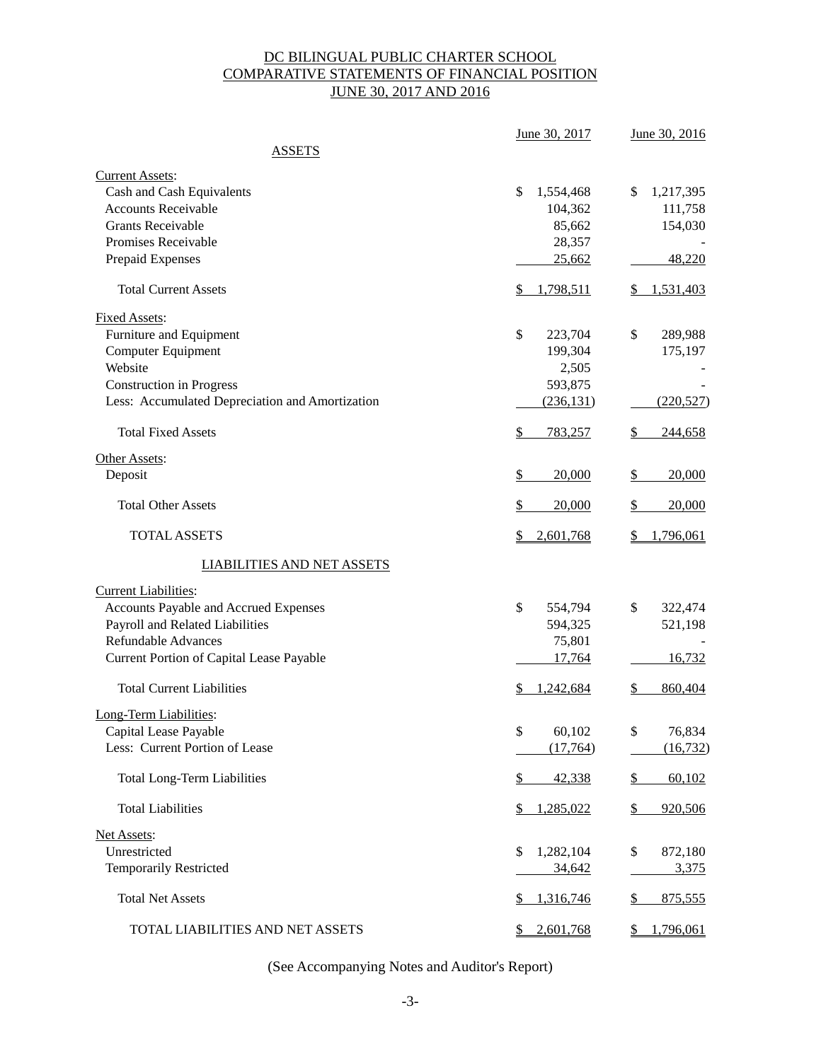# DC BILINGUAL PUBLIC CHARTER SCHOOL
## COMPARATIVE STATEMENTS OF FINANCIAL POSITION
## JUNE 30, 2017 AND 2016

| | June 30, 2017 | June 30, 2016 |
|---|---|---|
| **ASSETS** | | |
| Current Assets: | | |
| Cash and Cash Equivalents | $ 1,554,468 | $ 1,217,395 |
| Accounts Receivable | 104,362 | 111,758 |
| Grants Receivable | 85,662 | 154,030 |
| Promises Receivable | 28,357 | - |
| Prepaid Expenses | 25,662 | 48,220 |
| Total Current Assets | $ 1,798,511 | $ 1,531,403 |
| Fixed Assets: | | |
| Furniture and Equipment | $ 223,704 | $ 289,988 |
| Computer Equipment | 199,304 | 175,197 |
| Website | 2,505 | - |
| Construction in Progress | 593,875 | - |
| Less: Accumulated Depreciation and Amortization | (236,131) | (220,527) |
| Total Fixed Assets | $ 783,257 | $ 244,658 |
| Other Assets: | | |
| Deposit | $ 20,000 | $ 20,000 |
| Total Other Assets | $ 20,000 | $ 20,000 |
| TOTAL ASSETS | $ 2,601,768 | $ 1,796,061 |
| **LIABILITIES AND NET ASSETS** | | |
| Current Liabilities: | | |
| Accounts Payable and Accrued Expenses | $ 554,794 | $ 322,474 |
| Payroll and Related Liabilities | 594,325 | 521,198 |
| Refundable Advances | 75,801 | - |
| Current Portion of Capital Lease Payable | 17,764 | 16,732 |
| Total Current Liabilities | $ 1,242,684 | $ 860,404 |
| Long-Term Liabilities: | | |
| Capital Lease Payable | $ 60,102 | $ 76,834 |
| Less: Current Portion of Lease | (17,764) | (16,732) |
| Total Long-Term Liabilities | $ 42,338 | $ 60,102 |
| Total Liabilities | $ 1,285,022 | $ 920,506 |
| Net Assets: | | |
| Unrestricted | $ 1,282,104 | $ 872,180 |
| Temporarily Restricted | 34,642 | 3,375 |
| Total Net Assets | $ 1,316,746 | $ 875,555 |
| TOTAL LIABILITIES AND NET ASSETS | $ 2,601,768 | $ 1,796,061 |

(See Accompanying Notes and Auditor's Report)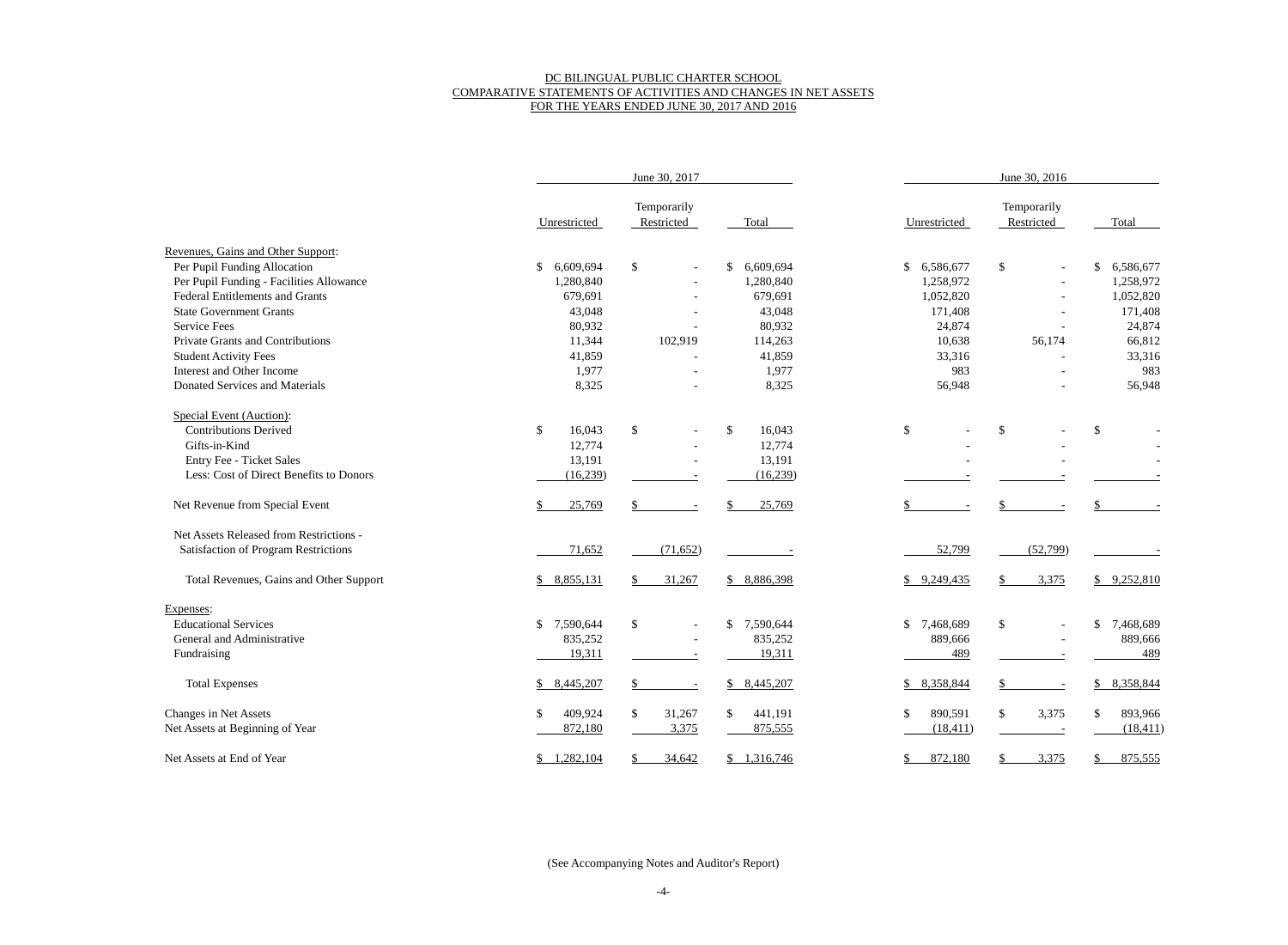DC BILINGUAL PUBLIC CHARTER SCHOOL
COMPARATIVE STATEMENTS OF ACTIVITIES AND CHANGES IN NET ASSETS
FOR THE YEARS ENDED JUNE 30, 2017 AND 2016

| | June 30, 2017 | | | June 30, 2016 | | |
|---|---|---|---|---|---|---|
| | Unrestricted | Temporarily Restricted | Total | Unrestricted | Temporarily Restricted | Total |
| Revenues, Gains and Other Support: | | | | | | |
| Per Pupil Funding Allocation | $ 6,609,694 | $ - | $ 6,609,694 | $ 6,586,677 | $ - | $ 6,586,677 |
| Per Pupil Funding - Facilities Allowance | 1,280,840 | - | 1,280,840 | 1,258,972 | - | 1,258,972 |
| Federal Entitlements and Grants | 679,691 | - | 679,691 | 1,052,820 | - | 1,052,820 |
| State Government Grants | 43,048 | - | 43,048 | 171,408 | - | 171,408 |
| Service Fees | 80,932 | - | 80,932 | 24,874 | - | 24,874 |
| Private Grants and Contributions | 11,344 | 102,919 | 114,263 | 10,638 | 56,174 | 66,812 |
| Student Activity Fees | 41,859 | - | 41,859 | 33,316 | - | 33,316 |
| Interest and Other Income | 1,977 | - | 1,977 | 983 | - | 983 |
| Donated Services and Materials | 8,325 | - | 8,325 | 56,948 | - | 56,948 |
| Special Event (Auction): | | | | | | |
| Contributions Derived | $ 16,043 | $ - | $ 16,043 | $ - | $ - | $ - |
| Gifts-in-Kind | 12,774 | - | 12,774 | - | - | - |
| Entry Fee - Ticket Sales | 13,191 | - | 13,191 | - | - | - |
| Less: Cost of Direct Benefits to Donors | (16,239) | - | (16,239) | - | - | - |
| Net Revenue from Special Event | $ 25,769 | $ - | $ 25,769 | $ - | $ - | $ - |
| Net Assets Released from Restrictions - Satisfaction of Program Restrictions | 71,652 | (71,652) | - | 52,799 | (52,799) | - |
| Total Revenues, Gains and Other Support | $ 8,855,131 | $ 31,267 | $ 8,886,398 | $ 9,249,435 | $ 3,375 | $ 9,252,810 |
| Expenses: | | | | | | |
| Educational Services | $ 7,590,644 | $ - | $ 7,590,644 | $ 7,468,689 | $ - | $ 7,468,689 |
| General and Administrative | 835,252 | - | 835,252 | 889,666 | - | 889,666 |
| Fundraising | 19,311 | - | 19,311 | 489 | - | 489 |
| Total Expenses | $ 8,445,207 | $ - | $ 8,445,207 | $ 8,358,844 | $ - | $ 8,358,844 |
| Changes in Net Assets | $ 409,924 | $ 31,267 | $ 441,191 | $ 890,591 | $ 3,375 | $ 893,966 |
| Net Assets at Beginning of Year | 872,180 | 3,375 | 875,555 | (18,411) | - | (18,411) |
| Net Assets at End of Year | $ 1,282,104 | $ 34,642 | $ 1,316,746 | $ 872,180 | $ 3,375 | $ 875,555 |

(See Accompanying Notes and Auditor's Report)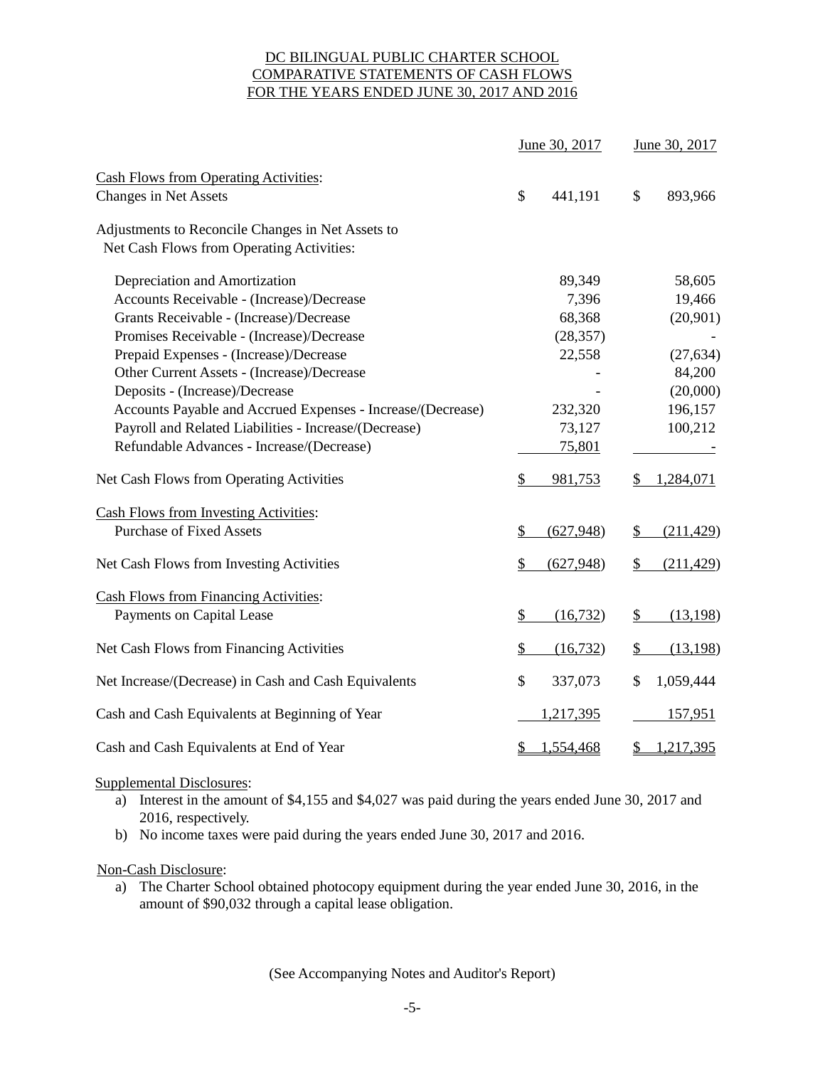# DC BILINGUAL PUBLIC CHARTER SCHOOL
## COMPARATIVE STATEMENTS OF CASH FLOWS
### FOR THE YEARS ENDED JUNE 30, 2017 AND 2016

| | June 30, 2017 | June 30, 2017 |
|---|---|---|
| Cash Flows from Operating Activities: | | |
| Changes in Net Assets | $ 441,191 | $ 893,966 |
| Adjustments to Reconcile Changes in Net Assets to Net Cash Flows from Operating Activities: | | |
| Depreciation and Amortization | 89,349 | 58,605 |
| Accounts Receivable - (Increase)/Decrease | 7,396 | 19,466 |
| Grants Receivable - (Increase)/Decrease | 68,368 | (20,901) |
| Promises Receivable - (Increase)/Decrease | (28,357) | - |
| Prepaid Expenses - (Increase)/Decrease | 22,558 | (27,634) |
| Other Current Assets - (Increase)/Decrease | - | 84,200 |
| Deposits - (Increase)/Decrease | - | (20,000) |
| Accounts Payable and Accrued Expenses - Increase/(Decrease) | 232,320 | 196,157 |
| Payroll and Related Liabilities - Increase/(Decrease) | 73,127 | 100,212 |
| Refundable Advances - Increase/(Decrease) | 75,801 | - |
| Net Cash Flows from Operating Activities | $ 981,753 | $ 1,284,071 |
| Cash Flows from Investing Activities: | | |
| Purchase of Fixed Assets | $ (627,948) | $ (211,429) |
| Net Cash Flows from Investing Activities | $ (627,948) | $ (211,429) |
| Cash Flows from Financing Activities: | | |
| Payments on Capital Lease | $ (16,732) | $ (13,198) |
| Net Cash Flows from Financing Activities | $ (16,732) | $ (13,198) |
| Net Increase/(Decrease) in Cash and Cash Equivalents | $ 337,073 | $ 1,059,444 |
| Cash and Cash Equivalents at Beginning of Year | 1,217,395 | 157,951 |
| Cash and Cash Equivalents at End of Year | $ 1,554,468 | $ 1,217,395 |

Supplemental Disclosures:

a) Interest in the amount of $4,155 and $4,027 was paid during the years ended June 30, 2017 and 2016, respectively.
b) No income taxes were paid during the years ended June 30, 2017 and 2016.

Non-Cash Disclosure:

a) The Charter School obtained photocopy equipment during the year ended June 30, 2016, in the amount of $90,032 through a capital lease obligation.

(See Accompanying Notes and Auditor's Report)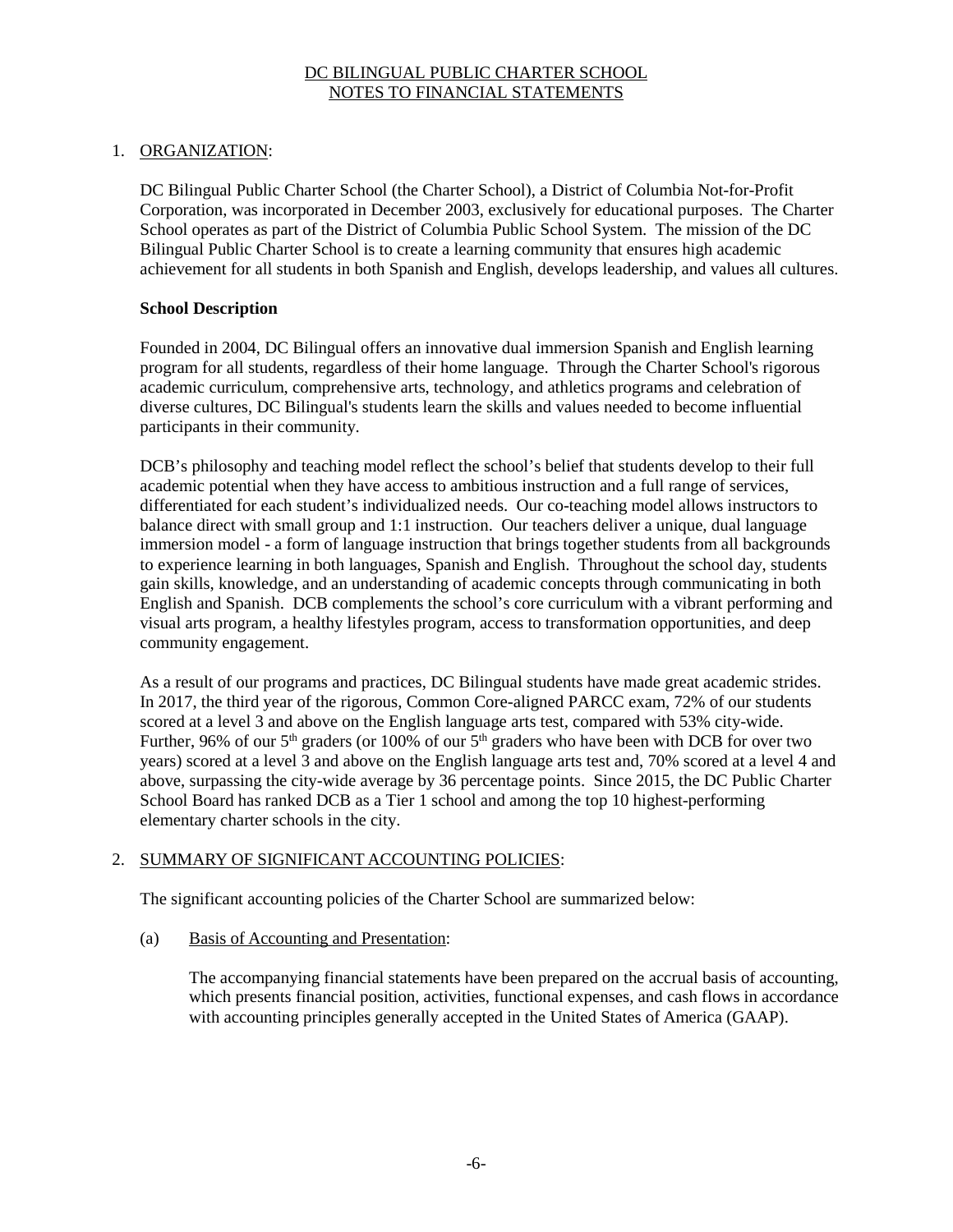# DC BILINGUAL PUBLIC CHARTER SCHOOL
## NOTES TO FINANCIAL STATEMENTS

1. ORGANIZATION:

DC Bilingual Public Charter School (the Charter School), a District of Columbia Not-for-Profit Corporation, was incorporated in December 2003, exclusively for educational purposes. The Charter School operates as part of the District of Columbia Public School System. The mission of the DC Bilingual Public Charter School is to create a learning community that ensures high academic achievement for all students in both Spanish and English, develops leadership, and values all cultures.

**School Description**

Founded in 2004, DC Bilingual offers an innovative dual immersion Spanish and English learning program for all students, regardless of their home language. Through the Charter School's rigorous academic curriculum, comprehensive arts, technology, and athletics programs and celebration of diverse cultures, DC Bilingual's students learn the skills and values needed to become influential participants in their community.

DCB's philosophy and teaching model reflect the school's belief that students develop to their full academic potential when they have access to ambitious instruction and a full range of services, differentiated for each student's individualized needs. Our co-teaching model allows instructors to balance direct with small group and 1:1 instruction. Our teachers deliver a unique, dual language immersion model - a form of language instruction that brings together students from all backgrounds to experience learning in both languages, Spanish and English. Throughout the school day, students gain skills, knowledge, and an understanding of academic concepts through communicating in both English and Spanish. DCB complements the school's core curriculum with a vibrant performing and visual arts program, a healthy lifestyles program, access to transformation opportunities, and deep community engagement.

As a result of our programs and practices, DC Bilingual students have made great academic strides. In 2017, the third year of the rigorous, Common Core-aligned PARCC exam, 72% of our students scored at a level 3 and above on the English language arts test, compared with 53% city-wide. Further, 96% of our 5th graders (or 100% of our 5th graders who have been with DCB for over two years) scored at a level 3 and above on the English language arts test and, 70% scored at a level 4 and above, surpassing the city-wide average by 36 percentage points. Since 2015, the DC Public Charter School Board has ranked DCB as a Tier 1 school and among the top 10 highest-performing elementary charter schools in the city.

2. SUMMARY OF SIGNIFICANT ACCOUNTING POLICIES:

The significant accounting policies of the Charter School are summarized below:

(a) Basis of Accounting and Presentation:

The accompanying financial statements have been prepared on the accrual basis of accounting, which presents financial position, activities, functional expenses, and cash flows in accordance with accounting principles generally accepted in the United States of America (GAAP).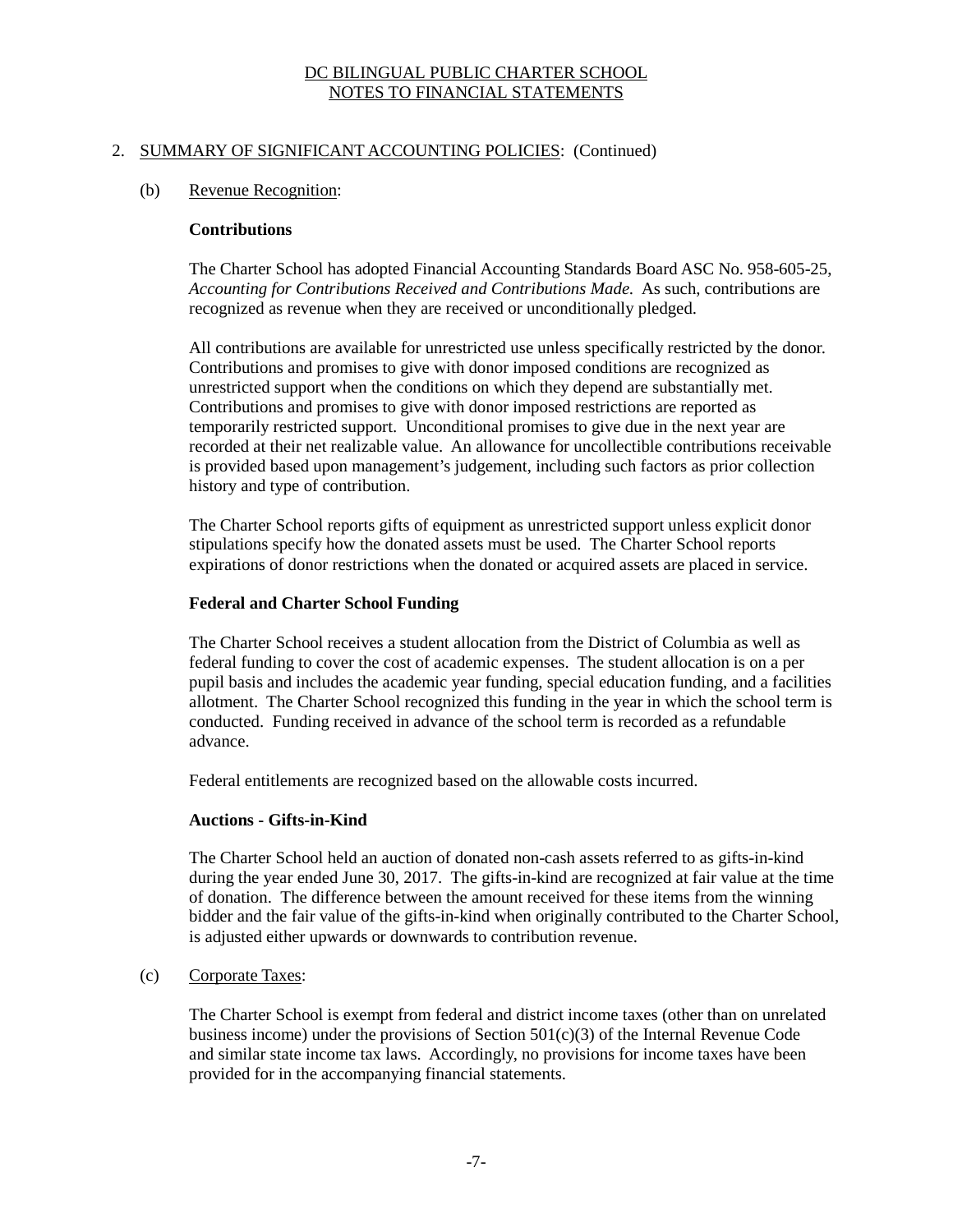# DC BILINGUAL PUBLIC CHARTER SCHOOL
## NOTES TO FINANCIAL STATEMENTS

2. SUMMARY OF SIGNIFICANT ACCOUNTING POLICIES: (Continued)

(b) Revenue Recognition:

**Contributions**

The Charter School has adopted Financial Accounting Standards Board ASC No. 958-605-25, *Accounting for Contributions Received and Contributions Made.* As such, contributions are recognized as revenue when they are received or unconditionally pledged.

All contributions are available for unrestricted use unless specifically restricted by the donor. Contributions and promises to give with donor imposed conditions are recognized as unrestricted support when the conditions on which they depend are substantially met. Contributions and promises to give with donor imposed restrictions are reported as temporarily restricted support. Unconditional promises to give due in the next year are recorded at their net realizable value. An allowance for uncollectible contributions receivable is provided based upon management's judgement, including such factors as prior collection history and type of contribution.

The Charter School reports gifts of equipment as unrestricted support unless explicit donor stipulations specify how the donated assets must be used. The Charter School reports expirations of donor restrictions when the donated or acquired assets are placed in service.

**Federal and Charter School Funding**

The Charter School receives a student allocation from the District of Columbia as well as federal funding to cover the cost of academic expenses. The student allocation is on a per pupil basis and includes the academic year funding, special education funding, and a facilities allotment. The Charter School recognized this funding in the year in which the school term is conducted. Funding received in advance of the school term is recorded as a refundable advance.

Federal entitlements are recognized based on the allowable costs incurred.

**Auctions - Gifts-in-Kind**

The Charter School held an auction of donated non-cash assets referred to as gifts-in-kind during the year ended June 30, 2017. The gifts-in-kind are recognized at fair value at the time of donation. The difference between the amount received for these items from the winning bidder and the fair value of the gifts-in-kind when originally contributed to the Charter School, is adjusted either upwards or downwards to contribution revenue.

(c) Corporate Taxes:

The Charter School is exempt from federal and district income taxes (other than on unrelated business income) under the provisions of Section 501(c)(3) of the Internal Revenue Code and similar state income tax laws. Accordingly, no provisions for income taxes have been provided for in the accompanying financial statements.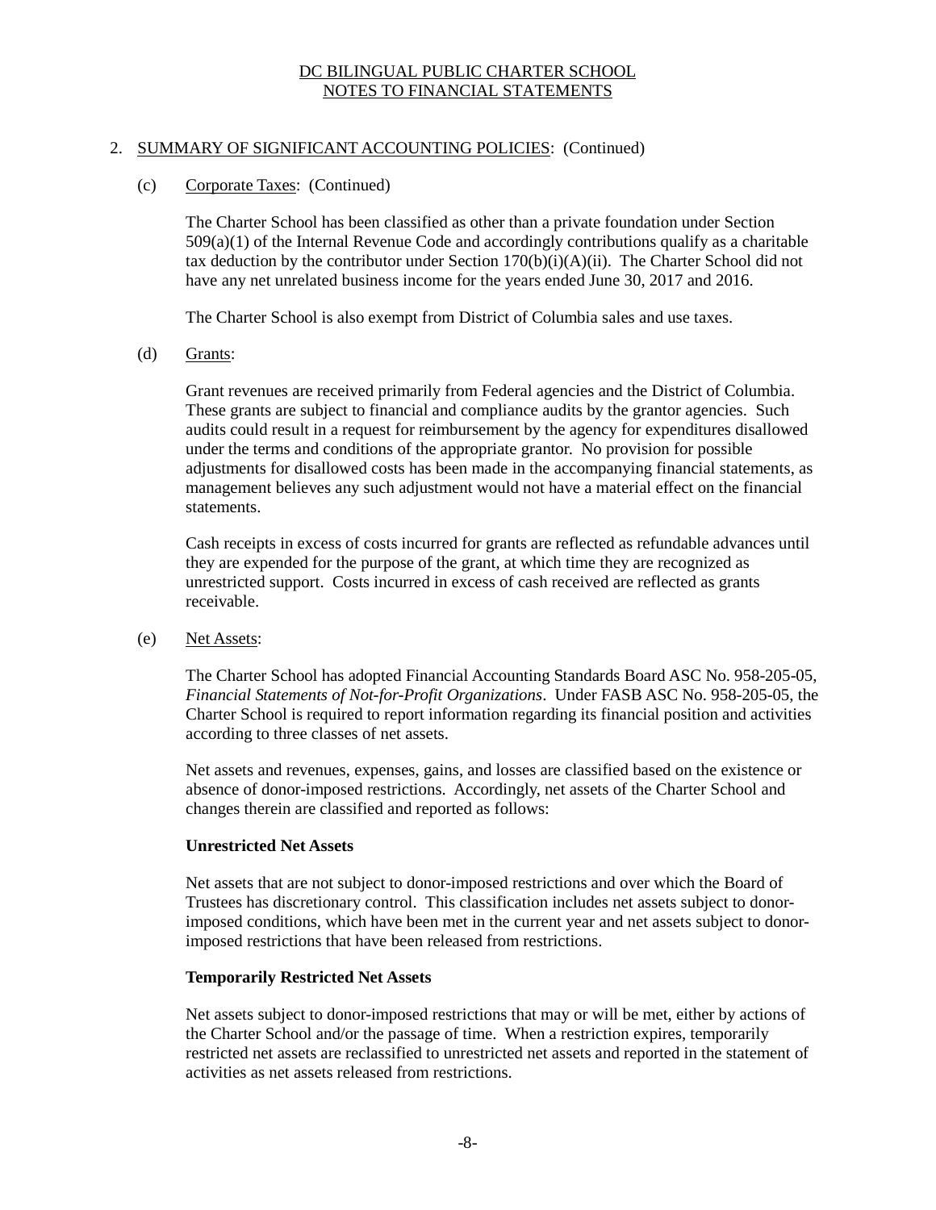DC BILINGUAL PUBLIC CHARTER SCHOOL
NOTES TO FINANCIAL STATEMENTS

## 2. SUMMARY OF SIGNIFICANT ACCOUNTING POLICIES: (Continued)

### (c) Corporate Taxes: (Continued)

The Charter School has been classified as other than a private foundation under Section 509(a)(1) of the Internal Revenue Code and accordingly contributions qualify as a charitable tax deduction by the contributor under Section 170(b)(i)(A)(ii). The Charter School did not have any net unrelated business income for the years ended June 30, 2017 and 2016.

The Charter School is also exempt from District of Columbia sales and use taxes.

### (d) Grants:

Grant revenues are received primarily from Federal agencies and the District of Columbia. These grants are subject to financial and compliance audits by the grantor agencies. Such audits could result in a request for reimbursement by the agency for expenditures disallowed under the terms and conditions of the appropriate grantor. No provision for possible adjustments for disallowed costs has been made in the accompanying financial statements, as management believes any such adjustment would not have a material effect on the financial statements.

Cash receipts in excess of costs incurred for grants are reflected as refundable advances until they are expended for the purpose of the grant, at which time they are recognized as unrestricted support. Costs incurred in excess of cash received are reflected as grants receivable.

### (e) Net Assets:

The Charter School has adopted Financial Accounting Standards Board ASC No. 958-205-05, *Financial Statements of Not-for-Profit Organizations*. Under FASB ASC No. 958-205-05, the Charter School is required to report information regarding its financial position and activities according to three classes of net assets.

Net assets and revenues, expenses, gains, and losses are classified based on the existence or absence of donor-imposed restrictions. Accordingly, net assets of the Charter School and changes therein are classified and reported as follows:

**Unrestricted Net Assets**

Net assets that are not subject to donor-imposed restrictions and over which the Board of Trustees has discretionary control. This classification includes net assets subject to donor-imposed conditions, which have been met in the current year and net assets subject to donor-imposed restrictions that have been released from restrictions.

**Temporarily Restricted Net Assets**

Net assets subject to donor-imposed restrictions that may or will be met, either by actions of the Charter School and/or the passage of time. When a restriction expires, temporarily restricted net assets are reclassified to unrestricted net assets and reported in the statement of activities as net assets released from restrictions.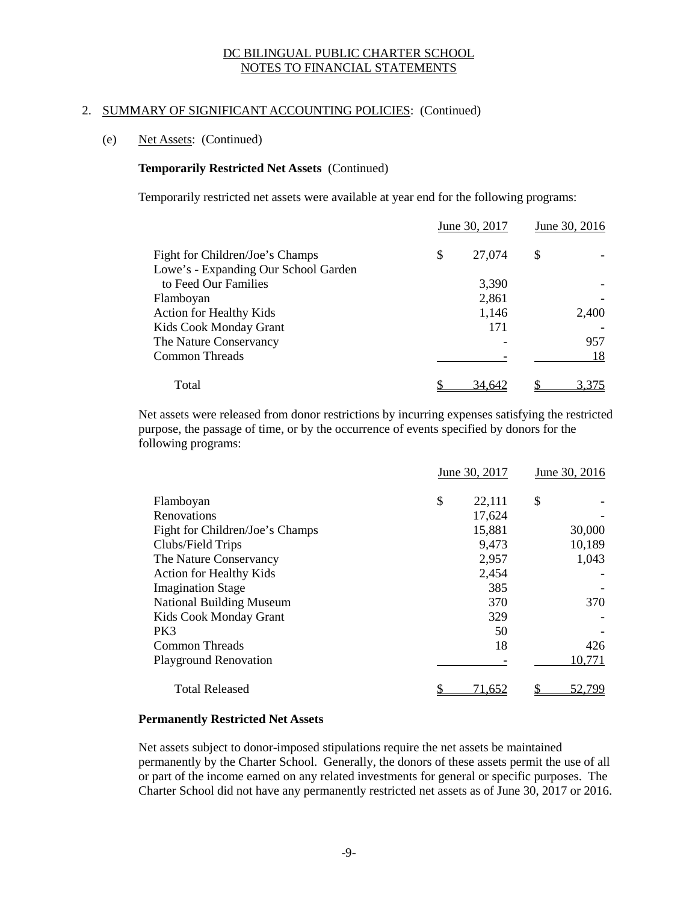DC BILINGUAL PUBLIC CHARTER SCHOOL
NOTES TO FINANCIAL STATEMENTS

## 2. SUMMARY OF SIGNIFICANT ACCOUNTING POLICIES: (Continued)

### (e) Net Assets: (Continued)

**Temporarily Restricted Net Assets** (Continued)

Temporarily restricted net assets were available at year end for the following programs:

| | June 30, 2017 | June 30, 2016 |
|---|---|---|
| Fight for Children/Joe's Champs | $ 27,074 | $ - |
| Lowe's - Expanding Our School Garden to Feed Our Families | 3,390 | - |
| Flamboyan | 2,861 | - |
| Action for Healthy Kids | 1,146 | 2,400 |
| Kids Cook Monday Grant | 171 | - |
| The Nature Conservancy | - | 957 |
| Common Threads | - | 18 |
| Total | $ 34,642 | $ 3,375 |

Net assets were released from donor restrictions by incurring expenses satisfying the restricted purpose, the passage of time, or by the occurrence of events specified by donors for the following programs:

| | June 30, 2017 | June 30, 2016 |
|---|---|---|
| Flamboyan | $ 22,111 | $ - |
| Renovations | 17,624 | - |
| Fight for Children/Joe's Champs | 15,881 | 30,000 |
| Clubs/Field Trips | 9,473 | 10,189 |
| The Nature Conservancy | 2,957 | 1,043 |
| Action for Healthy Kids | 2,454 | - |
| Imagination Stage | 385 | - |
| National Building Museum | 370 | 370 |
| Kids Cook Monday Grant | 329 | - |
| PK3 | 50 | - |
| Common Threads | 18 | 426 |
| Playground Renovation | - | 10,771 |
| Total Released | $ 71,652 | $ 52,799 |

**Permanently Restricted Net Assets**

Net assets subject to donor-imposed stipulations require the net assets be maintained permanently by the Charter School. Generally, the donors of these assets permit the use of all or part of the income earned on any related investments for general or specific purposes. The Charter School did not have any permanently restricted net assets as of June 30, 2017 or 2016.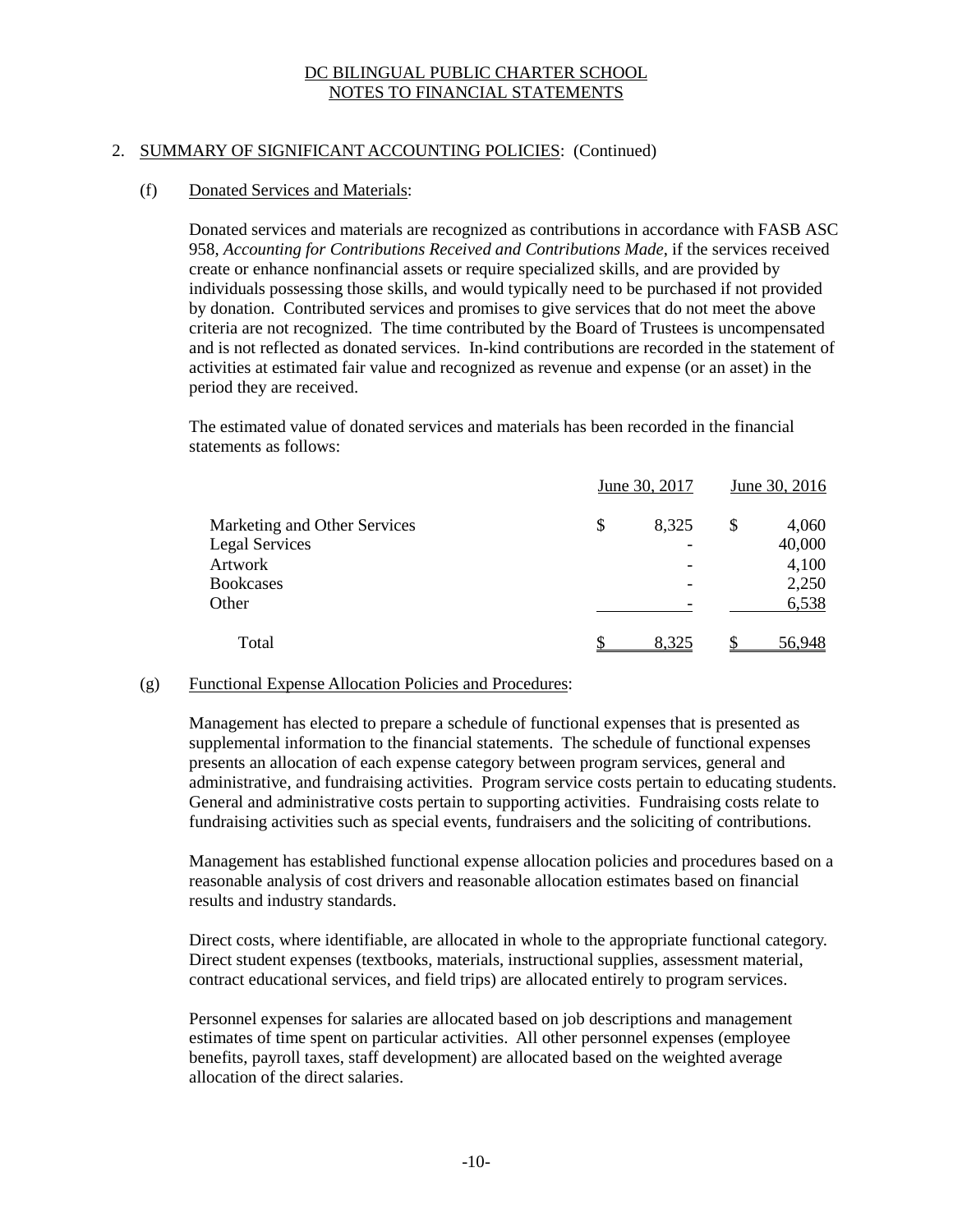DC BILINGUAL PUBLIC CHARTER SCHOOL
NOTES TO FINANCIAL STATEMENTS

## 2. SUMMARY OF SIGNIFICANT ACCOUNTING POLICIES: (Continued)

### (f) Donated Services and Materials:

Donated services and materials are recognized as contributions in accordance with FASB ASC 958, *Accounting for Contributions Received and Contributions Made*, if the services received create or enhance nonfinancial assets or require specialized skills, and are provided by individuals possessing those skills, and would typically need to be purchased if not provided by donation. Contributed services and promises to give services that do not meet the above criteria are not recognized. The time contributed by the Board of Trustees is uncompensated and is not reflected as donated services. In-kind contributions are recorded in the statement of activities at estimated fair value and recognized as revenue and expense (or an asset) in the period they are received.

The estimated value of donated services and materials has been recorded in the financial statements as follows:

| | June 30, 2017 | June 30, 2016 |
|---|---|---|
| Marketing and Other Services | $ 8,325 | $ 4,060 |
| Legal Services | - | 40,000 |
| Artwork | - | 4,100 |
| Bookcases | - | 2,250 |
| Other | - | 6,538 |
| Total | $ 8,325 | $ 56,948 |

### (g) Functional Expense Allocation Policies and Procedures:

Management has elected to prepare a schedule of functional expenses that is presented as supplemental information to the financial statements. The schedule of functional expenses presents an allocation of each expense category between program services, general and administrative, and fundraising activities. Program service costs pertain to educating students. General and administrative costs pertain to supporting activities. Fundraising costs relate to fundraising activities such as special events, fundraisers and the soliciting of contributions.

Management has established functional expense allocation policies and procedures based on a reasonable analysis of cost drivers and reasonable allocation estimates based on financial results and industry standards.

Direct costs, where identifiable, are allocated in whole to the appropriate functional category. Direct student expenses (textbooks, materials, instructional supplies, assessment material, contract educational services, and field trips) are allocated entirely to program services.

Personnel expenses for salaries are allocated based on job descriptions and management estimates of time spent on particular activities. All other personnel expenses (employee benefits, payroll taxes, staff development) are allocated based on the weighted average allocation of the direct salaries.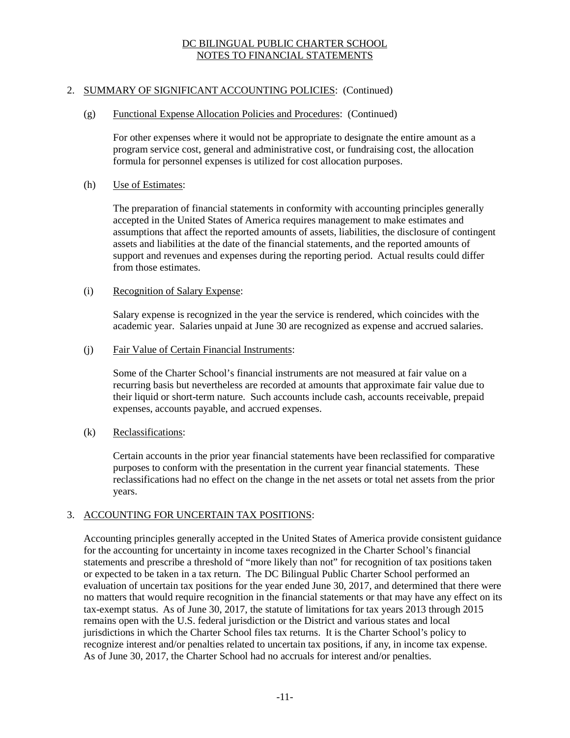DC BILINGUAL PUBLIC CHARTER SCHOOL
NOTES TO FINANCIAL STATEMENTS

2. SUMMARY OF SIGNIFICANT ACCOUNTING POLICIES: (Continued)

(g) Functional Expense Allocation Policies and Procedures: (Continued)

For other expenses where it would not be appropriate to designate the entire amount as a program service cost, general and administrative cost, or fundraising cost, the allocation formula for personnel expenses is utilized for cost allocation purposes.

(h) Use of Estimates:

The preparation of financial statements in conformity with accounting principles generally accepted in the United States of America requires management to make estimates and assumptions that affect the reported amounts of assets, liabilities, the disclosure of contingent assets and liabilities at the date of the financial statements, and the reported amounts of support and revenues and expenses during the reporting period. Actual results could differ from those estimates.

(i) Recognition of Salary Expense:

Salary expense is recognized in the year the service is rendered, which coincides with the academic year. Salaries unpaid at June 30 are recognized as expense and accrued salaries.

(j) Fair Value of Certain Financial Instruments:

Some of the Charter School's financial instruments are not measured at fair value on a recurring basis but nevertheless are recorded at amounts that approximate fair value due to their liquid or short-term nature. Such accounts include cash, accounts receivable, prepaid expenses, accounts payable, and accrued expenses.

(k) Reclassifications:

Certain accounts in the prior year financial statements have been reclassified for comparative purposes to conform with the presentation in the current year financial statements. These reclassifications had no effect on the change in the net assets or total net assets from the prior years.

3. ACCOUNTING FOR UNCERTAIN TAX POSITIONS:

Accounting principles generally accepted in the United States of America provide consistent guidance for the accounting for uncertainty in income taxes recognized in the Charter School's financial statements and prescribe a threshold of "more likely than not" for recognition of tax positions taken or expected to be taken in a tax return. The DC Bilingual Public Charter School performed an evaluation of uncertain tax positions for the year ended June 30, 2017, and determined that there were no matters that would require recognition in the financial statements or that may have any effect on its tax-exempt status. As of June 30, 2017, the statute of limitations for tax years 2013 through 2015 remains open with the U.S. federal jurisdiction or the District and various states and local jurisdictions in which the Charter School files tax returns. It is the Charter School's policy to recognize interest and/or penalties related to uncertain tax positions, if any, in income tax expense. As of June 30, 2017, the Charter School had no accruals for interest and/or penalties.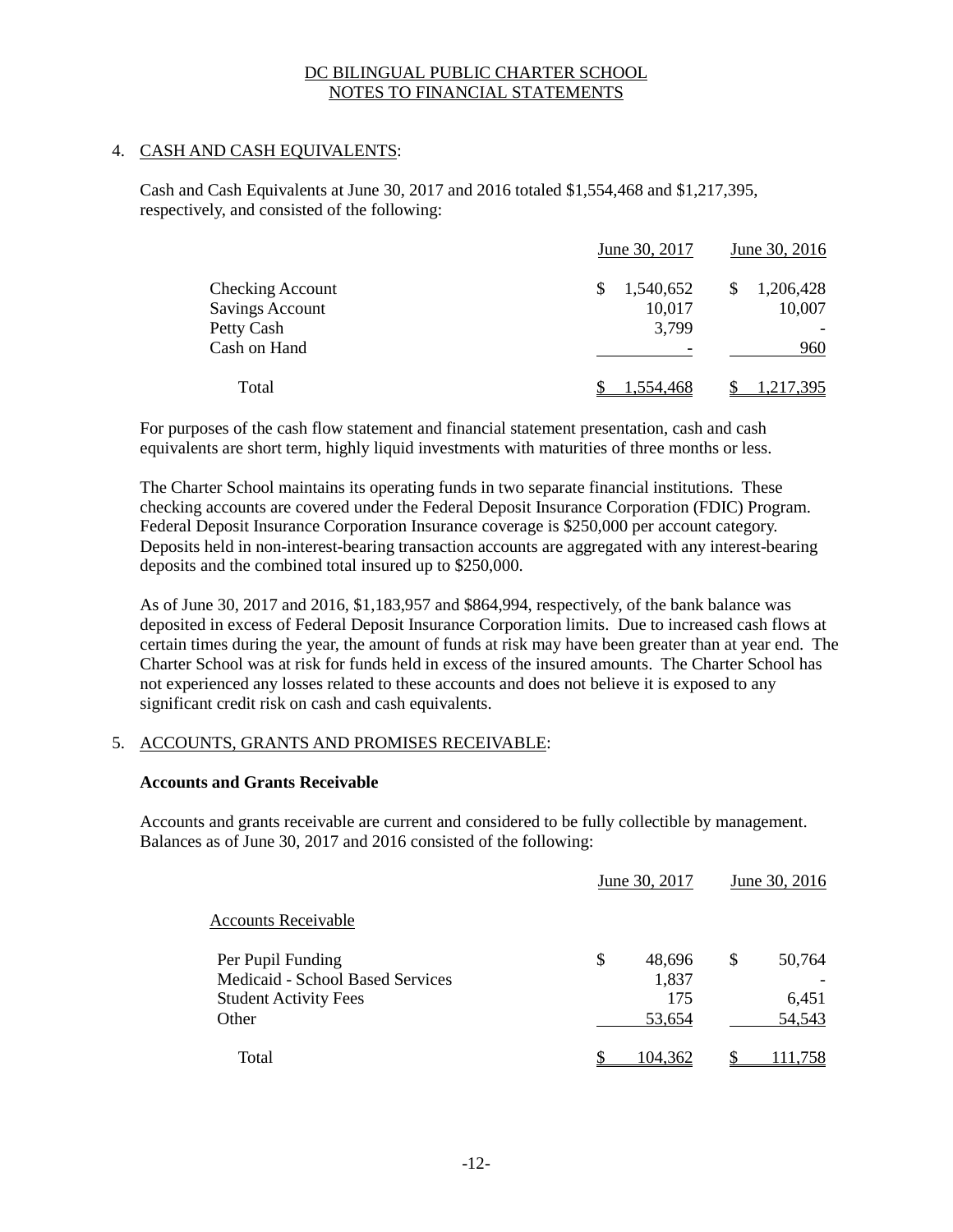DC BILINGUAL PUBLIC CHARTER SCHOOL
NOTES TO FINANCIAL STATEMENTS

## 4. CASH AND CASH EQUIVALENTS:

Cash and Cash Equivalents at June 30, 2017 and 2016 totaled $1,554,468 and $1,217,395, respectively, and consisted of the following:

| | June 30, 2017 | June 30, 2016 |
|---|---|---|
| Checking Account | $ 1,540,652 | $ 1,206,428 |
| Savings Account | 10,017 | 10,007 |
| Petty Cash | 3,799 | - |
| Cash on Hand | - | 960 |
| Total | $ 1,554,468 | $ 1,217,395 |

For purposes of the cash flow statement and financial statement presentation, cash and cash equivalents are short term, highly liquid investments with maturities of three months or less.

The Charter School maintains its operating funds in two separate financial institutions. These checking accounts are covered under the Federal Deposit Insurance Corporation (FDIC) Program. Federal Deposit Insurance Corporation Insurance coverage is $250,000 per account category. Deposits held in non-interest-bearing transaction accounts are aggregated with any interest-bearing deposits and the combined total insured up to $250,000.

As of June 30, 2017 and 2016, $1,183,957 and $864,994, respectively, of the bank balance was deposited in excess of Federal Deposit Insurance Corporation limits. Due to increased cash flows at certain times during the year, the amount of funds at risk may have been greater than at year end. The Charter School was at risk for funds held in excess of the insured amounts. The Charter School has not experienced any losses related to these accounts and does not believe it is exposed to any significant credit risk on cash and cash equivalents.

## 5. ACCOUNTS, GRANTS AND PROMISES RECEIVABLE:

**Accounts and Grants Receivable**

Accounts and grants receivable are current and considered to be fully collectible by management. Balances as of June 30, 2017 and 2016 consisted of the following:

| | June 30, 2017 | June 30, 2016 |
|---|---|---|
| Accounts Receivable | | |
| Per Pupil Funding | $ 48,696 | $ 50,764 |
| Medicaid - School Based Services | 1,837 | - |
| Student Activity Fees | 175 | 6,451 |
| Other | 53,654 | 54,543 |
| Total | $ 104,362 | $ 111,758 |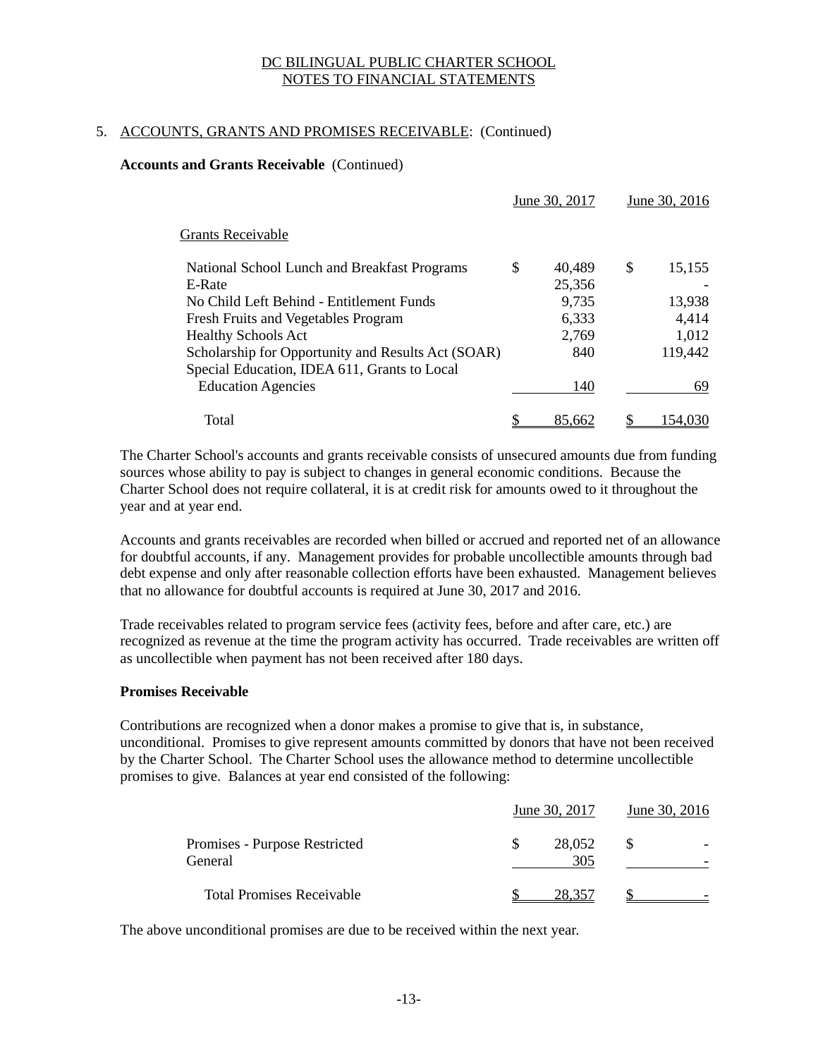DC BILINGUAL PUBLIC CHARTER SCHOOL
NOTES TO FINANCIAL STATEMENTS

5. ACCOUNTS, GRANTS AND PROMISES RECEIVABLE: (Continued)

**Accounts and Grants Receivable** (Continued)

| | June 30, 2017 | June 30, 2016 |
|---|---|---|
| Grants Receivable | | |
| National School Lunch and Breakfast Programs | $ 40,489 | $ 15,155 |
| E-Rate | 25,356 | - |
| No Child Left Behind - Entitlement Funds | 9,735 | 13,938 |
| Fresh Fruits and Vegetables Program | 6,333 | 4,414 |
| Healthy Schools Act | 2,769 | 1,012 |
| Scholarship for Opportunity and Results Act (SOAR) | 840 | 119,442 |
| Special Education, IDEA 611, Grants to Local Education Agencies | 140 | 69 |
| Total | $ 85,662 | $ 154,030 |

The Charter School's accounts and grants receivable consists of unsecured amounts due from funding sources whose ability to pay is subject to changes in general economic conditions. Because the Charter School does not require collateral, it is at credit risk for amounts owed to it throughout the year and at year end.

Accounts and grants receivables are recorded when billed or accrued and reported net of an allowance for doubtful accounts, if any. Management provides for probable uncollectible amounts through bad debt expense and only after reasonable collection efforts have been exhausted. Management believes that no allowance for doubtful accounts is required at June 30, 2017 and 2016.

Trade receivables related to program service fees (activity fees, before and after care, etc.) are recognized as revenue at the time the program activity has occurred. Trade receivables are written off as uncollectible when payment has not been received after 180 days.

**Promises Receivable**

Contributions are recognized when a donor makes a promise to give that is, in substance, unconditional. Promises to give represent amounts committed by donors that have not been received by the Charter School. The Charter School uses the allowance method to determine uncollectible promises to give. Balances at year end consisted of the following:

| | June 30, 2017 | June 30, 2016 |
|---|---|---|
| Promises - Purpose Restricted | $ 28,052 | $ - |
| General | 305 | - |
| Total Promises Receivable | $ 28,357 | $ - |

The above unconditional promises are due to be received within the next year.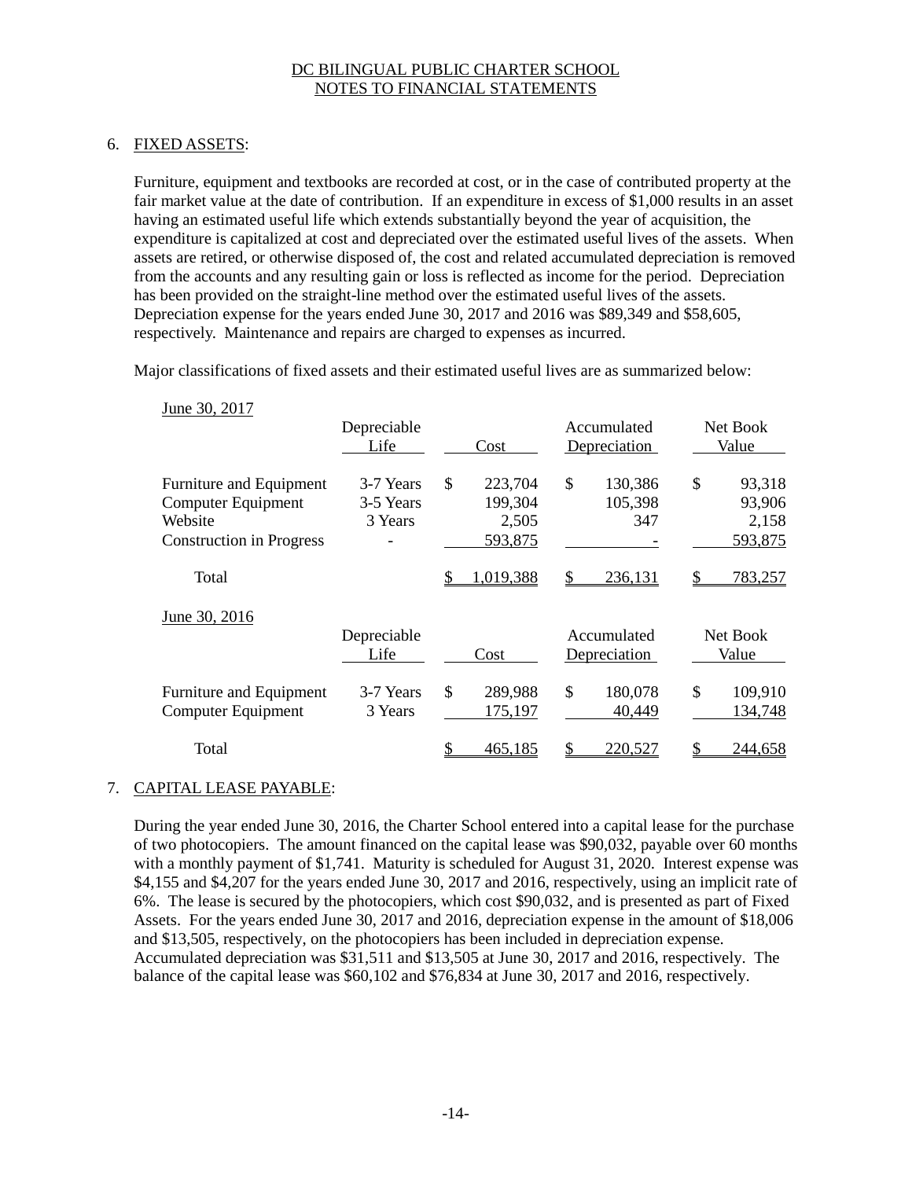# DC BILINGUAL PUBLIC CHARTER SCHOOL
## NOTES TO FINANCIAL STATEMENTS

6. FIXED ASSETS:

Furniture, equipment and textbooks are recorded at cost, or in the case of contributed property at the fair market value at the date of contribution. If an expenditure in excess of $1,000 results in an asset having an estimated useful life which extends substantially beyond the year of acquisition, the expenditure is capitalized at cost and depreciated over the estimated useful lives of the assets. When assets are retired, or otherwise disposed of, the cost and related accumulated depreciation is removed from the accounts and any resulting gain or loss is reflected as income for the period. Depreciation has been provided on the straight-line method over the estimated useful lives of the assets. Depreciation expense for the years ended June 30, 2017 and 2016 was $89,349 and $58,605, respectively. Maintenance and repairs are charged to expenses as incurred.

Major classifications of fixed assets and their estimated useful lives are as summarized below:

June 30, 2017

| | Depreciable Life | Cost | Accumulated Depreciation | Net Book Value |
|---|---|---|---|---|
| Furniture and Equipment | 3-7 Years | $ 223,704 | $ 130,386 | $ 93,318 |
| Computer Equipment | 3-5 Years | 199,304 | 105,398 | 93,906 |
| Website | 3 Years | 2,505 | 347 | 2,158 |
| Construction in Progress | - | 593,875 | - | 593,875 |
| Total | | $ 1,019,388 | $ 236,131 | $ 783,257 |

June 30, 2016

| | Depreciable Life | Cost | Accumulated Depreciation | Net Book Value |
|---|---|---|---|---|
| Furniture and Equipment | 3-7 Years | $ 289,988 | $ 180,078 | $ 109,910 |
| Computer Equipment | 3 Years | 175,197 | 40,449 | 134,748 |
| Total | | $ 465,185 | $ 220,527 | $ 244,658 |

7. CAPITAL LEASE PAYABLE:

During the year ended June 30, 2016, the Charter School entered into a capital lease for the purchase of two photocopiers. The amount financed on the capital lease was $90,032, payable over 60 months with a monthly payment of $1,741. Maturity is scheduled for August 31, 2020. Interest expense was $4,155 and $4,207 for the years ended June 30, 2017 and 2016, respectively, using an implicit rate of 6%. The lease is secured by the photocopiers, which cost $90,032, and is presented as part of Fixed Assets. For the years ended June 30, 2017 and 2016, depreciation expense in the amount of $18,006 and $13,505, respectively, on the photocopiers has been included in depreciation expense. Accumulated depreciation was $31,511 and $13,505 at June 30, 2017 and 2016, respectively. The balance of the capital lease was $60,102 and $76,834 at June 30, 2017 and 2016, respectively.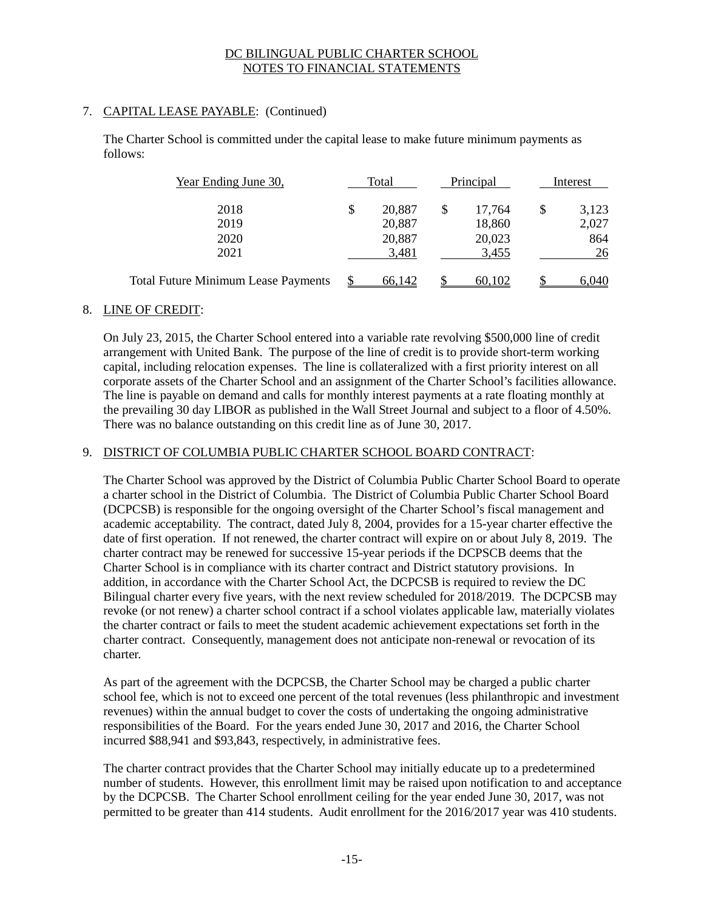DC BILINGUAL PUBLIC CHARTER SCHOOL
NOTES TO FINANCIAL STATEMENTS

7. CAPITAL LEASE PAYABLE: (Continued)

The Charter School is committed under the capital lease to make future minimum payments as follows:

| Year Ending June 30, | Total | Principal | Interest |
|---|---|---|---|
| 2018 | $ 20,887 | $ 17,764 | $ 3,123 |
| 2019 | 20,887 | 18,860 | 2,027 |
| 2020 | 20,887 | 20,023 | 864 |
| 2021 | 3,481 | 3,455 | 26 |
| Total Future Minimum Lease Payments | $ 66,142 | $ 60,102 | $ 6,040 |

8. LINE OF CREDIT:

On July 23, 2015, the Charter School entered into a variable rate revolving $500,000 line of credit arrangement with United Bank. The purpose of the line of credit is to provide short-term working capital, including relocation expenses. The line is collateralized with a first priority interest on all corporate assets of the Charter School and an assignment of the Charter School's facilities allowance. The line is payable on demand and calls for monthly interest payments at a rate floating monthly at the prevailing 30 day LIBOR as published in the Wall Street Journal and subject to a floor of 4.50%. There was no balance outstanding on this credit line as of June 30, 2017.

9. DISTRICT OF COLUMBIA PUBLIC CHARTER SCHOOL BOARD CONTRACT:

The Charter School was approved by the District of Columbia Public Charter School Board to operate a charter school in the District of Columbia. The District of Columbia Public Charter School Board (DCPCSB) is responsible for the ongoing oversight of the Charter School's fiscal management and academic acceptability. The contract, dated July 8, 2004, provides for a 15-year charter effective the date of first operation. If not renewed, the charter contract will expire on or about July 8, 2019. The charter contract may be renewed for successive 15-year periods if the DCPSCB deems that the Charter School is in compliance with its charter contract and District statutory provisions. In addition, in accordance with the Charter School Act, the DCPCSB is required to review the DC Bilingual charter every five years, with the next review scheduled for 2018/2019. The DCPCSB may revoke (or not renew) a charter school contract if a school violates applicable law, materially violates the charter contract or fails to meet the student academic achievement expectations set forth in the charter contract. Consequently, management does not anticipate non-renewal or revocation of its charter.

As part of the agreement with the DCPCSB, the Charter School may be charged a public charter school fee, which is not to exceed one percent of the total revenues (less philanthropic and investment revenues) within the annual budget to cover the costs of undertaking the ongoing administrative responsibilities of the Board. For the years ended June 30, 2017 and 2016, the Charter School incurred $88,941 and $93,843, respectively, in administrative fees.

The charter contract provides that the Charter School may initially educate up to a predetermined number of students. However, this enrollment limit may be raised upon notification to and acceptance by the DCPCSB. The Charter School enrollment ceiling for the year ended June 30, 2017, was not permitted to be greater than 414 students. Audit enrollment for the 2016/2017 year was 410 students.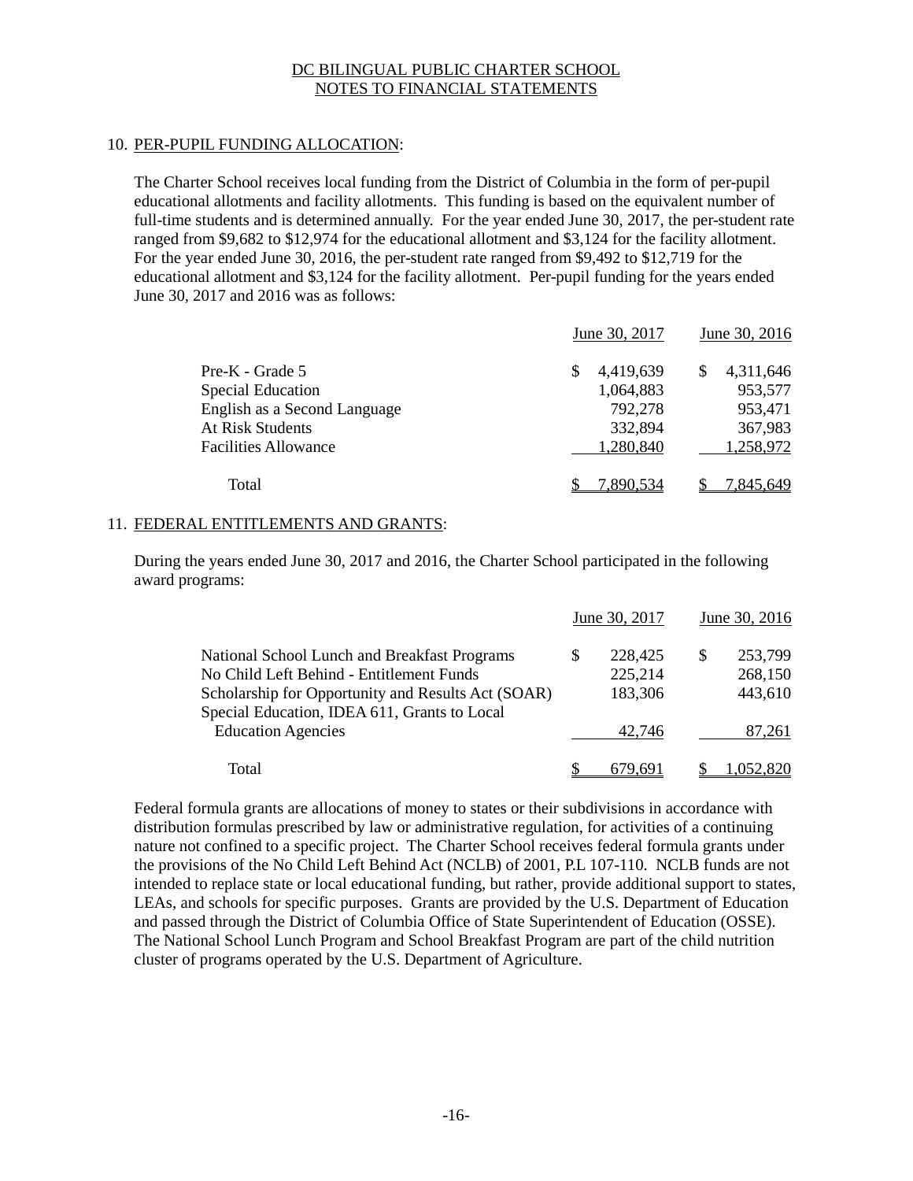# DC BILINGUAL PUBLIC CHARTER SCHOOL
# NOTES TO FINANCIAL STATEMENTS

## 10. PER-PUPIL FUNDING ALLOCATION:

The Charter School receives local funding from the District of Columbia in the form of per-pupil educational allotments and facility allotments. This funding is based on the equivalent number of full-time students and is determined annually. For the year ended June 30, 2017, the per-student rate ranged from $9,682 to $12,974 for the educational allotment and $3,124 for the facility allotment. For the year ended June 30, 2016, the per-student rate ranged from $9,492 to $12,719 for the educational allotment and $3,124 for the facility allotment. Per-pupil funding for the years ended June 30, 2017 and 2016 was as follows:

| | June 30, 2017 | June 30, 2016 |
|---|---|---|
| Pre-K - Grade 5 | $ 4,419,639 | $ 4,311,646 |
| Special Education | 1,064,883 | 953,577 |
| English as a Second Language | 792,278 | 953,471 |
| At Risk Students | 332,894 | 367,983 |
| Facilities Allowance | 1,280,840 | 1,258,972 |
| Total | $ 7,890,534 | $ 7,845,649 |

## 11. FEDERAL ENTITLEMENTS AND GRANTS:

During the years ended June 30, 2017 and 2016, the Charter School participated in the following award programs:

| | June 30, 2017 | June 30, 2016 |
|---|---|---|
| National School Lunch and Breakfast Programs | $ 228,425 | $ 253,799 |
| No Child Left Behind - Entitlement Funds | 225,214 | 268,150 |
| Scholarship for Opportunity and Results Act (SOAR) | 183,306 | 443,610 |
| Special Education, IDEA 611, Grants to Local Education Agencies | 42,746 | 87,261 |
| Total | $ 679,691 | $ 1,052,820 |

Federal formula grants are allocations of money to states or their subdivisions in accordance with distribution formulas prescribed by law or administrative regulation, for activities of a continuing nature not confined to a specific project. The Charter School receives federal formula grants under the provisions of the No Child Left Behind Act (NCLB) of 2001, P.L 107-110. NCLB funds are not intended to replace state or local educational funding, but rather, provide additional support to states, LEAs, and schools for specific purposes. Grants are provided by the U.S. Department of Education and passed through the District of Columbia Office of State Superintendent of Education (OSSE). The National School Lunch Program and School Breakfast Program are part of the child nutrition cluster of programs operated by the U.S. Department of Agriculture.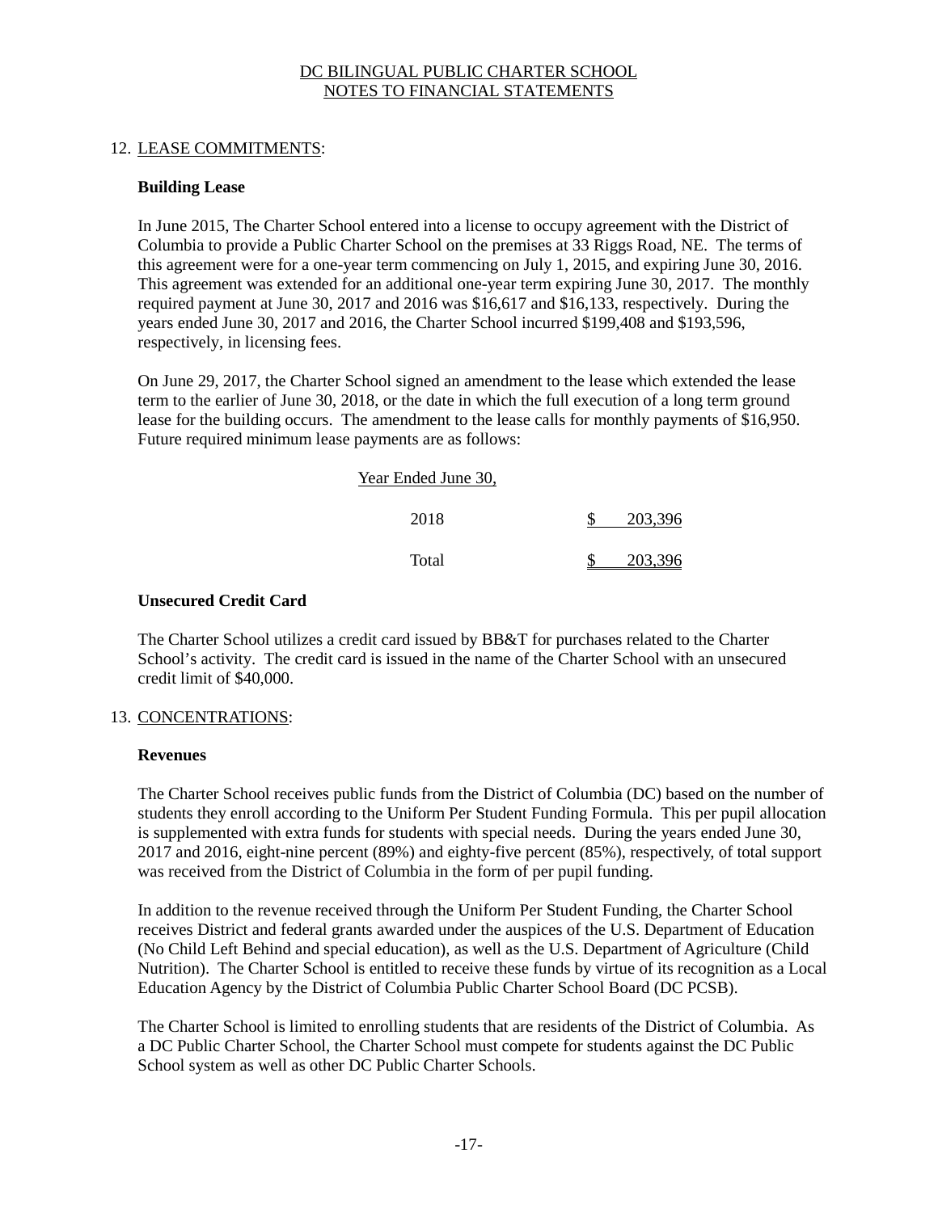DC BILINGUAL PUBLIC CHARTER SCHOOL
NOTES TO FINANCIAL STATEMENTS

## 12. LEASE COMMITMENTS:

### Building Lease

In June 2015, The Charter School entered into a license to occupy agreement with the District of Columbia to provide a Public Charter School on the premises at 33 Riggs Road, NE. The terms of this agreement were for a one-year term commencing on July 1, 2015, and expiring June 30, 2016. This agreement was extended for an additional one-year term expiring June 30, 2017. The monthly required payment at June 30, 2017 and 2016 was $16,617 and $16,133, respectively. During the years ended June 30, 2017 and 2016, the Charter School incurred $199,408 and $193,596, respectively, in licensing fees.

On June 29, 2017, the Charter School signed an amendment to the lease which extended the lease term to the earlier of June 30, 2018, or the date in which the full execution of a long term ground lease for the building occurs. The amendment to the lease calls for monthly payments of $16,950. Future required minimum lease payments are as follows:

| Year Ended June 30, | |
|---|---|
| 2018 | $ 203,396 |
| Total | $ 203,396 |

### Unsecured Credit Card

The Charter School utilizes a credit card issued by BB&T for purchases related to the Charter School's activity. The credit card is issued in the name of the Charter School with an unsecured credit limit of $40,000.

## 13. CONCENTRATIONS:

### Revenues

The Charter School receives public funds from the District of Columbia (DC) based on the number of students they enroll according to the Uniform Per Student Funding Formula. This per pupil allocation is supplemented with extra funds for students with special needs. During the years ended June 30, 2017 and 2016, eight-nine percent (89%) and eighty-five percent (85%), respectively, of total support was received from the District of Columbia in the form of per pupil funding.

In addition to the revenue received through the Uniform Per Student Funding, the Charter School receives District and federal grants awarded under the auspices of the U.S. Department of Education (No Child Left Behind and special education), as well as the U.S. Department of Agriculture (Child Nutrition). The Charter School is entitled to receive these funds by virtue of its recognition as a Local Education Agency by the District of Columbia Public Charter School Board (DC PCSB).

The Charter School is limited to enrolling students that are residents of the District of Columbia. As a DC Public Charter School, the Charter School must compete for students against the DC Public School system as well as other DC Public Charter Schools.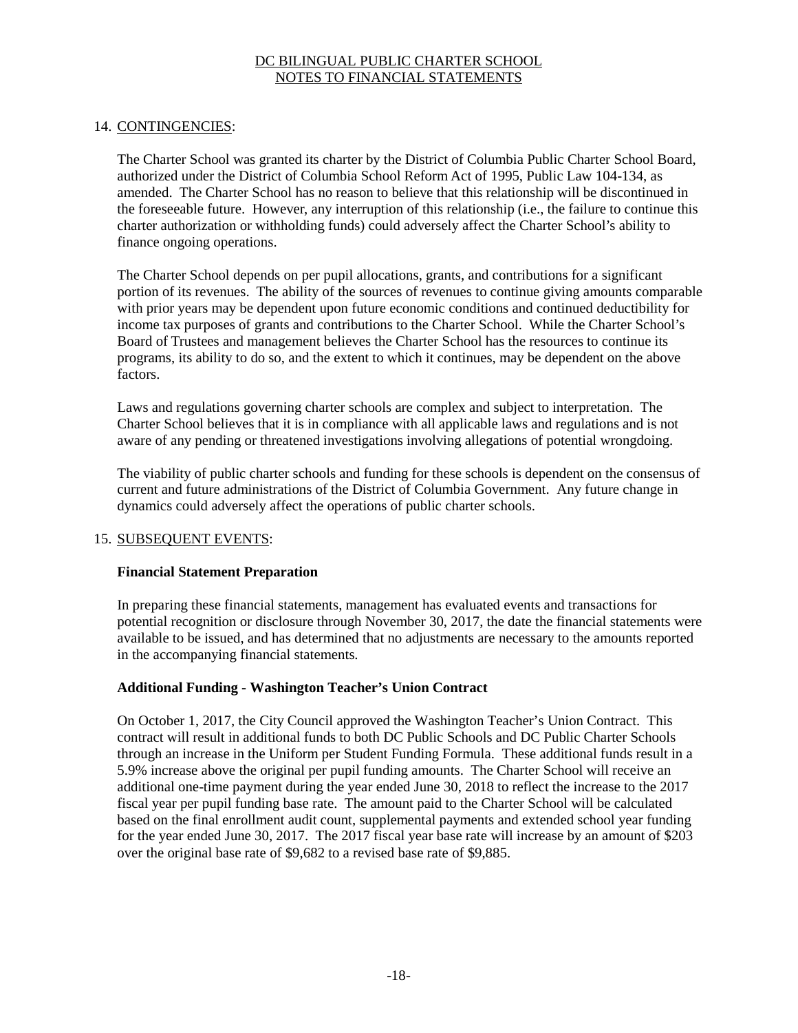DC BILINGUAL PUBLIC CHARTER SCHOOL
NOTES TO FINANCIAL STATEMENTS

## 14. CONTINGENCIES:

The Charter School was granted its charter by the District of Columbia Public Charter School Board, authorized under the District of Columbia School Reform Act of 1995, Public Law 104-134, as amended. The Charter School has no reason to believe that this relationship will be discontinued in the foreseeable future. However, any interruption of this relationship (i.e., the failure to continue this charter authorization or withholding funds) could adversely affect the Charter School's ability to finance ongoing operations.

The Charter School depends on per pupil allocations, grants, and contributions for a significant portion of its revenues. The ability of the sources of revenues to continue giving amounts comparable with prior years may be dependent upon future economic conditions and continued deductibility for income tax purposes of grants and contributions to the Charter School. While the Charter School's Board of Trustees and management believes the Charter School has the resources to continue its programs, its ability to do so, and the extent to which it continues, may be dependent on the above factors.

Laws and regulations governing charter schools are complex and subject to interpretation. The Charter School believes that it is in compliance with all applicable laws and regulations and is not aware of any pending or threatened investigations involving allegations of potential wrongdoing.

The viability of public charter schools and funding for these schools is dependent on the consensus of current and future administrations of the District of Columbia Government. Any future change in dynamics could adversely affect the operations of public charter schools.

## 15. SUBSEQUENT EVENTS:

**Financial Statement Preparation**

In preparing these financial statements, management has evaluated events and transactions for potential recognition or disclosure through November 30, 2017, the date the financial statements were available to be issued, and has determined that no adjustments are necessary to the amounts reported in the accompanying financial statements.

**Additional Funding - Washington Teacher's Union Contract**

On October 1, 2017, the City Council approved the Washington Teacher's Union Contract. This contract will result in additional funds to both DC Public Schools and DC Public Charter Schools through an increase in the Uniform per Student Funding Formula. These additional funds result in a 5.9% increase above the original per pupil funding amounts. The Charter School will receive an additional one-time payment during the year ended June 30, 2018 to reflect the increase to the 2017 fiscal year per pupil funding base rate. The amount paid to the Charter School will be calculated based on the final enrollment audit count, supplemental payments and extended school year funding for the year ended June 30, 2017. The 2017 fiscal year base rate will increase by an amount of $203 over the original base rate of $9,682 to a revised base rate of $9,885.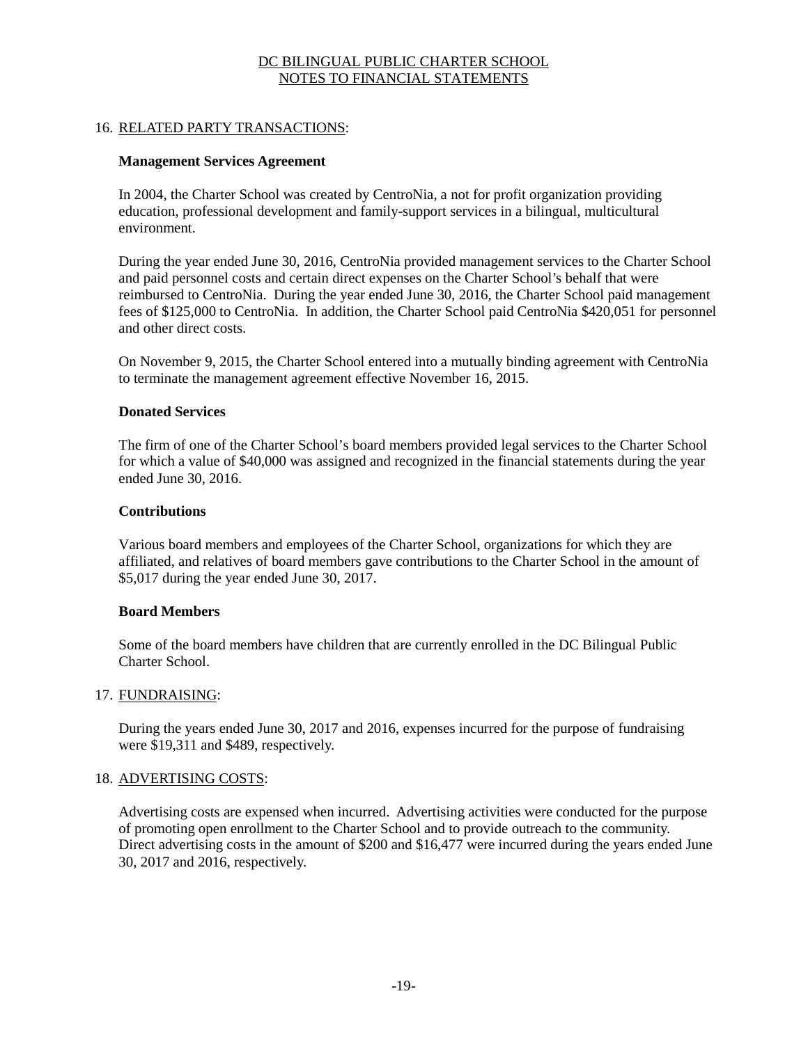DC BILINGUAL PUBLIC CHARTER SCHOOL
NOTES TO FINANCIAL STATEMENTS

16. RELATED PARTY TRANSACTIONS:

**Management Services Agreement**

In 2004, the Charter School was created by CentroNia, a not for profit organization providing education, professional development and family-support services in a bilingual, multicultural environment.

During the year ended June 30, 2016, CentroNia provided management services to the Charter School and paid personnel costs and certain direct expenses on the Charter School's behalf that were reimbursed to CentroNia. During the year ended June 30, 2016, the Charter School paid management fees of $125,000 to CentroNia. In addition, the Charter School paid CentroNia $420,051 for personnel and other direct costs.

On November 9, 2015, the Charter School entered into a mutually binding agreement with CentroNia to terminate the management agreement effective November 16, 2015.

**Donated Services**

The firm of one of the Charter School's board members provided legal services to the Charter School for which a value of $40,000 was assigned and recognized in the financial statements during the year ended June 30, 2016.

**Contributions**

Various board members and employees of the Charter School, organizations for which they are affiliated, and relatives of board members gave contributions to the Charter School in the amount of $5,017 during the year ended June 30, 2017.

**Board Members**

Some of the board members have children that are currently enrolled in the DC Bilingual Public Charter School.

17. FUNDRAISING:

During the years ended June 30, 2017 and 2016, expenses incurred for the purpose of fundraising were $19,311 and $489, respectively.

18. ADVERTISING COSTS:

Advertising costs are expensed when incurred. Advertising activities were conducted for the purpose of promoting open enrollment to the Charter School and to provide outreach to the community. Direct advertising costs in the amount of $200 and $16,477 were incurred during the years ended June 30, 2017 and 2016, respectively.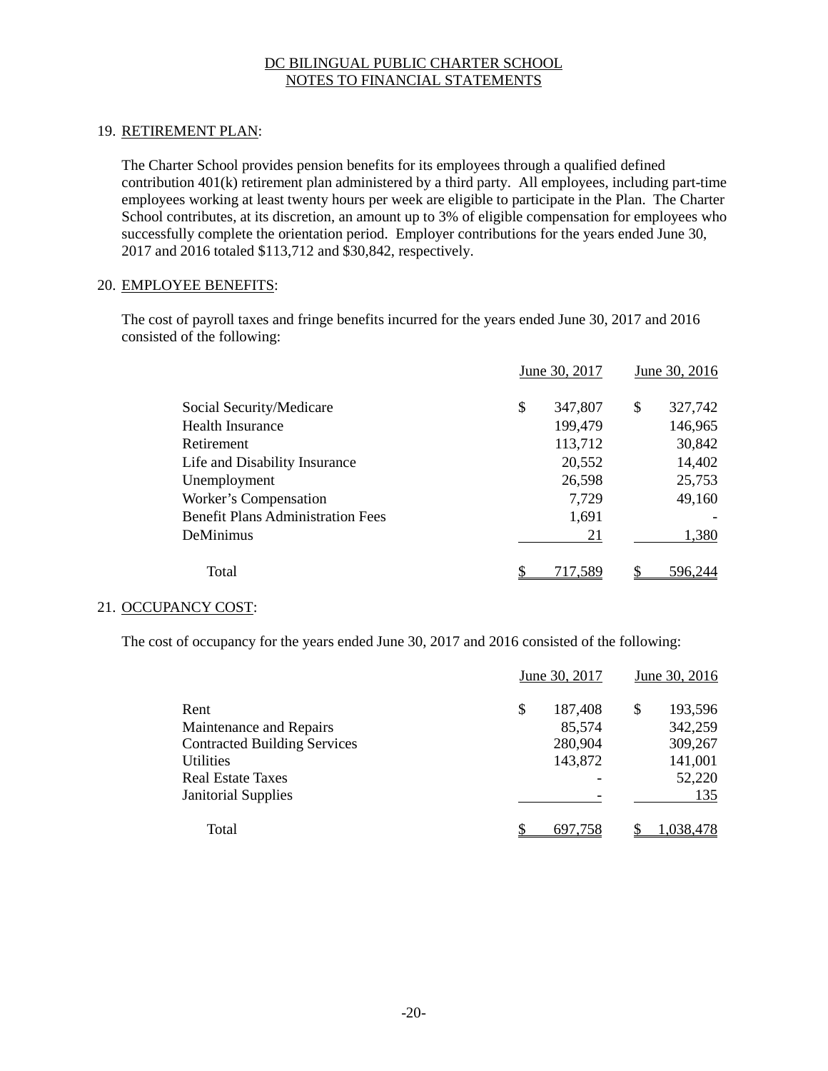DC BILINGUAL PUBLIC CHARTER SCHOOL
NOTES TO FINANCIAL STATEMENTS

19. RETIREMENT PLAN:

The Charter School provides pension benefits for its employees through a qualified defined contribution 401(k) retirement plan administered by a third party. All employees, including part-time employees working at least twenty hours per week are eligible to participate in the Plan. The Charter School contributes, at its discretion, an amount up to 3% of eligible compensation for employees who successfully complete the orientation period. Employer contributions for the years ended June 30, 2017 and 2016 totaled $113,712 and $30,842, respectively.

20. EMPLOYEE BENEFITS:

The cost of payroll taxes and fringe benefits incurred for the years ended June 30, 2017 and 2016 consisted of the following:

| | June 30, 2017 | June 30, 2016 |
|---|---|---|
| Social Security/Medicare | $ 347,807 | $ 327,742 |
| Health Insurance | 199,479 | 146,965 |
| Retirement | 113,712 | 30,842 |
| Life and Disability Insurance | 20,552 | 14,402 |
| Unemployment | 26,598 | 25,753 |
| Worker's Compensation | 7,729 | 49,160 |
| Benefit Plans Administration Fees | 1,691 | - |
| DeMinimus | 21 | 1,380 |
| Total | $ 717,589 | $ 596,244 |

21. OCCUPANCY COST:

The cost of occupancy for the years ended June 30, 2017 and 2016 consisted of the following:

| | June 30, 2017 | June 30, 2016 |
|---|---|---|
| Rent | $ 187,408 | $ 193,596 |
| Maintenance and Repairs | 85,574 | 342,259 |
| Contracted Building Services | 280,904 | 309,267 |
| Utilities | 143,872 | 141,001 |
| Real Estate Taxes | - | 52,220 |
| Janitorial Supplies | - | 135 |
| Total | $ 697,758 | $ 1,038,478 |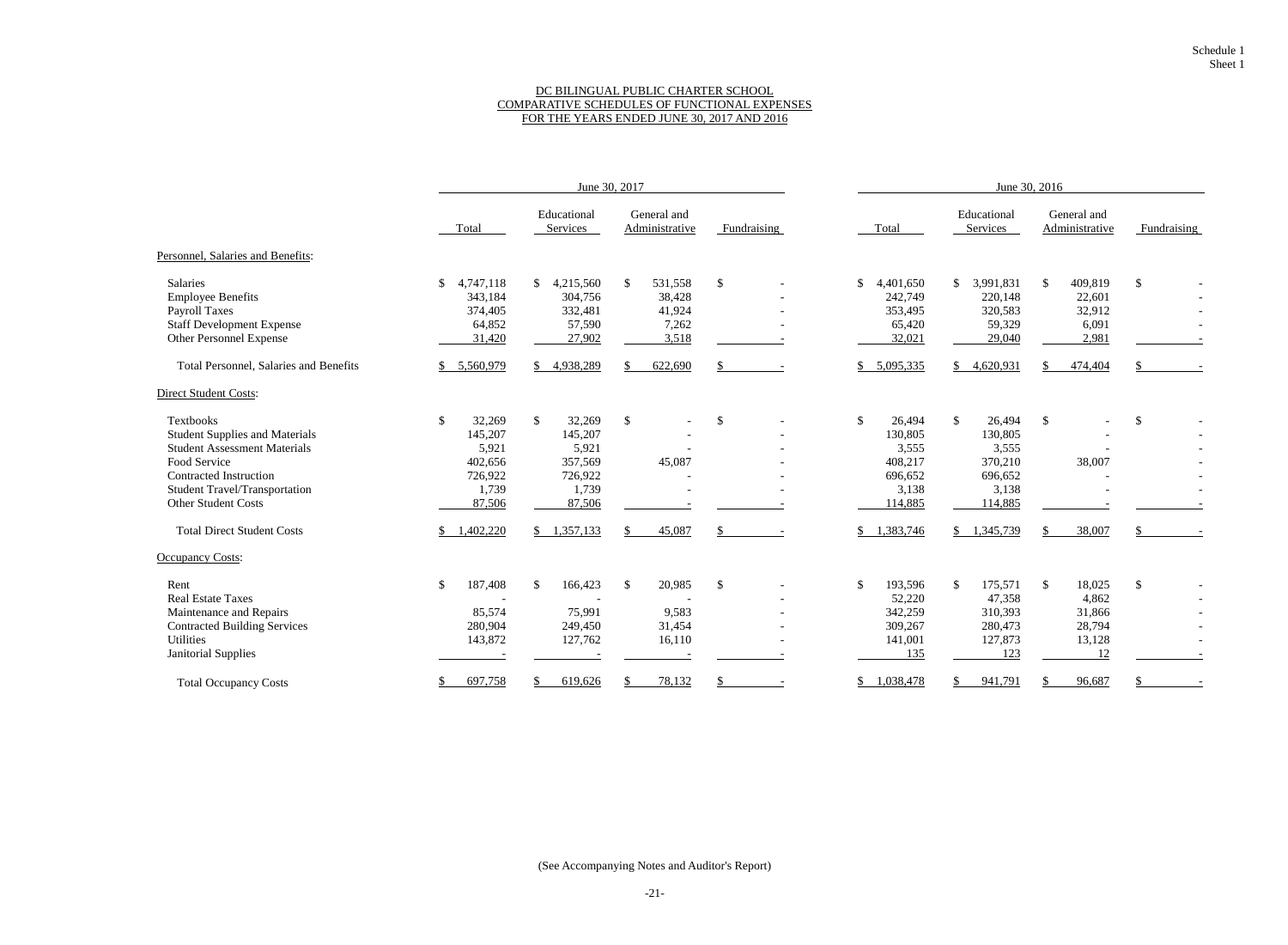Schedule 1
Sheet 1

# DC BILINGUAL PUBLIC CHARTER SCHOOL
## COMPARATIVE SCHEDULES OF FUNCTIONAL EXPENSES
## FOR THE YEARS ENDED JUNE 30, 2017 AND 2016

| | June 30, 2017 | | | | June 30, 2016 | | | |
|---|---|---|---|---|---|---|---|---|
| | Total | Educational Services | General and Administrative | Fundraising | Total | Educational Services | General and Administrative | Fundraising |
| **Personnel, Salaries and Benefits:** | | | | | | | | |
| Salaries | $ 4,747,118 | $ 4,215,560 | $ 531,558 | $ - | $ 4,401,650 | $ 3,991,831 | $ 409,819 | $ - |
| Employee Benefits | 343,184 | 304,756 | 38,428 | - | 242,749 | 220,148 | 22,601 | - |
| Payroll Taxes | 374,405 | 332,481 | 41,924 | - | 353,495 | 320,583 | 32,912 | - |
| Staff Development Expense | 64,852 | 57,590 | 7,262 | - | 65,420 | 59,329 | 6,091 | - |
| Other Personnel Expense | 31,420 | 27,902 | 3,518 | - | 32,021 | 29,040 | 2,981 | - |
| Total Personnel, Salaries and Benefits | $ 5,560,979 | $ 4,938,289 | $ 622,690 | $ - | $ 5,095,335 | $ 4,620,931 | $ 474,404 | $ - |
| **Direct Student Costs:** | | | | | | | | |
| Textbooks | $ 32,269 | $ 32,269 | $ - | $ - | $ 26,494 | $ 26,494 | $ - | $ - |
| Student Supplies and Materials | 145,207 | 145,207 | - | - | 130,805 | 130,805 | - | - |
| Student Assessment Materials | 5,921 | 5,921 | - | - | 3,555 | 3,555 | - | - |
| Food Service | 402,656 | 357,569 | 45,087 | - | 408,217 | 370,210 | 38,007 | - |
| Contracted Instruction | 726,922 | 726,922 | - | - | 696,652 | 696,652 | - | - |
| Student Travel/Transportation | 1,739 | 1,739 | - | - | 3,138 | 3,138 | - | - |
| Other Student Costs | 87,506 | 87,506 | - | - | 114,885 | 114,885 | - | - |
| Total Direct Student Costs | $ 1,402,220 | $ 1,357,133 | $ 45,087 | $ - | $ 1,383,746 | $ 1,345,739 | $ 38,007 | $ - |
| **Occupancy Costs:** | | | | | | | | |
| Rent | $ 187,408 | $ 166,423 | $ 20,985 | $ - | $ 193,596 | $ 175,571 | $ 18,025 | $ - |
| Real Estate Taxes | - | - | - | - | 52,220 | 47,358 | 4,862 | - |
| Maintenance and Repairs | 85,574 | 75,991 | 9,583 | - | 342,259 | 310,393 | 31,866 | - |
| Contracted Building Services | 280,904 | 249,450 | 31,454 | - | 309,267 | 280,473 | 28,794 | - |
| Utilities | 143,872 | 127,762 | 16,110 | - | 141,001 | 127,873 | 13,128 | - |
| Janitorial Supplies | - | - | - | - | 135 | 123 | 12 | - |
| Total Occupancy Costs | $ 697,758 | $ 619,626 | $ 78,132 | $ - | $ 1,038,478 | $ 941,791 | $ 96,687 | $ - |

(See Accompanying Notes and Auditor's Report)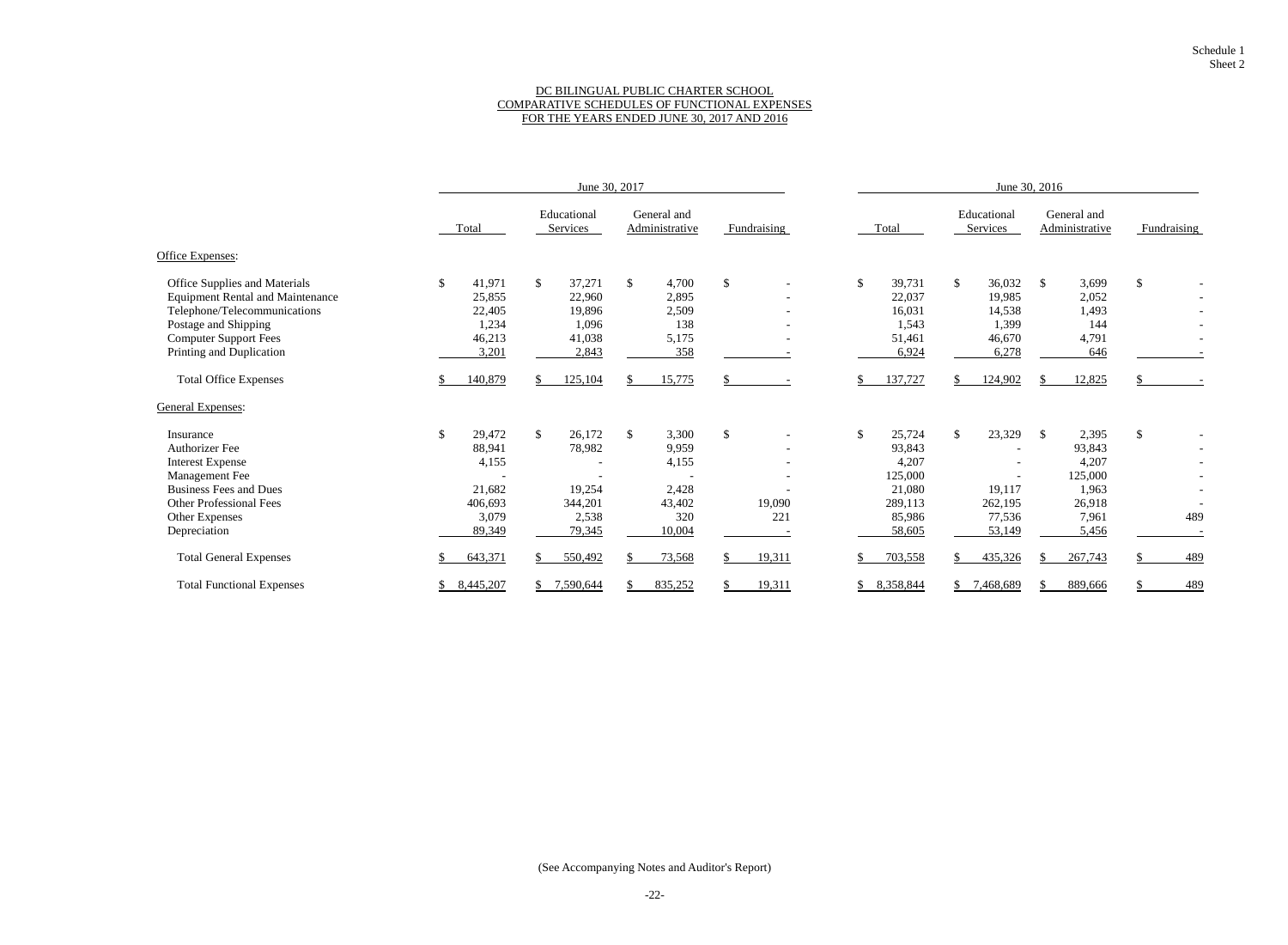Schedule 1
Sheet 2

DC BILINGUAL PUBLIC CHARTER SCHOOL
COMPARATIVE SCHEDULES OF FUNCTIONAL EXPENSES
FOR THE YEARS ENDED JUNE 30, 2017 AND 2016

| | June 30, 2017 | | | | June 30, 2016 | | | |
|---|---|---|---|---|---|---|---|---|
| | Total | Educational Services | General and Administrative | Fundraising | Total | Educational Services | General and Administrative | Fundraising |
| **Office Expenses:** | | | | | | | | |
| Office Supplies and Materials | $ 41,971 | $ 37,271 | $ 4,700 | $ - | $ 39,731 | $ 36,032 | $ 3,699 | $ - |
| Equipment Rental and Maintenance | 25,855 | 22,960 | 2,895 | - | 22,037 | 19,985 | 2,052 | - |
| Telephone/Telecommunications | 22,405 | 19,896 | 2,509 | - | 16,031 | 14,538 | 1,493 | - |
| Postage and Shipping | 1,234 | 1,096 | 138 | - | 1,543 | 1,399 | 144 | - |
| Computer Support Fees | 46,213 | 41,038 | 5,175 | - | 51,461 | 46,670 | 4,791 | - |
| Printing and Duplication | 3,201 | 2,843 | 358 | - | 6,924 | 6,278 | 646 | - |
| Total Office Expenses | $ 140,879 | $ 125,104 | $ 15,775 | $ - | $ 137,727 | $ 124,902 | $ 12,825 | $ - |
| **General Expenses:** | | | | | | | | |
| Insurance | $ 29,472 | $ 26,172 | $ 3,300 | $ - | $ 25,724 | $ 23,329 | $ 2,395 | $ - |
| Authorizer Fee | 88,941 | 78,982 | 9,959 | - | 93,843 | - | 93,843 | - |
| Interest Expense | 4,155 | - | 4,155 | - | 4,207 | - | 4,207 | - |
| Management Fee | - | - | - | - | 125,000 | - | 125,000 | - |
| Business Fees and Dues | 21,682 | 19,254 | 2,428 | - | 21,080 | 19,117 | 1,963 | - |
| Other Professional Fees | 406,693 | 344,201 | 43,402 | 19,090 | 289,113 | 262,195 | 26,918 | - |
| Other Expenses | 3,079 | 2,538 | 320 | 221 | 85,986 | 77,536 | 7,961 | 489 |
| Depreciation | 89,349 | 79,345 | 10,004 | - | 58,605 | 53,149 | 5,456 | - |
| Total General Expenses | $ 643,371 | $ 550,492 | $ 73,568 | $ 19,311 | $ 703,558 | $ 435,326 | $ 267,743 | $ 489 |
| Total Functional Expenses | $ 8,445,207 | $ 7,590,644 | $ 835,252 | $ 19,311 | $ 8,358,844 | $ 7,468,689 | $ 889,666 | $ 489 |

(See Accompanying Notes and Auditor's Report)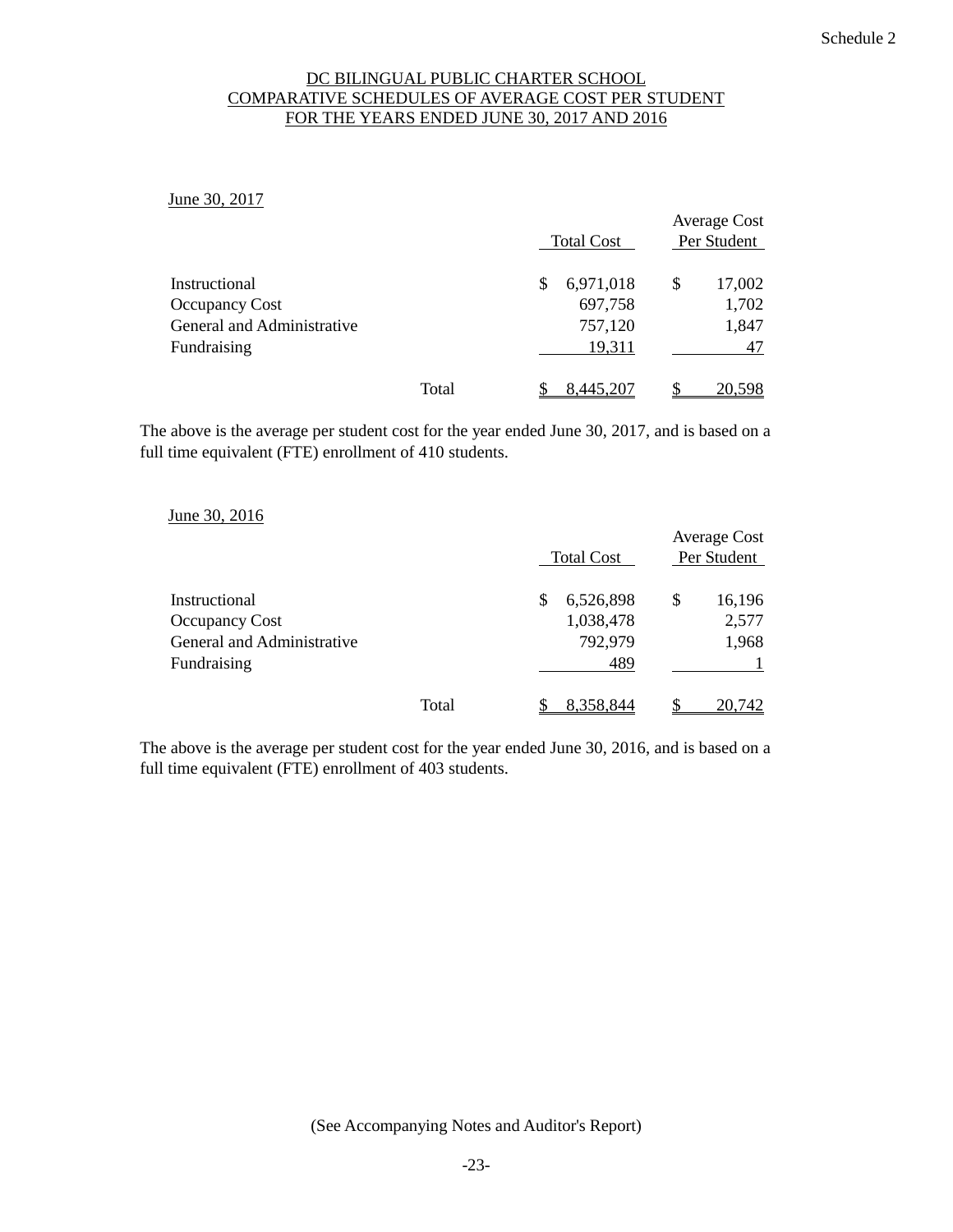Schedule 2

# DC BILINGUAL PUBLIC CHARTER SCHOOL
## COMPARATIVE SCHEDULES OF AVERAGE COST PER STUDENT
## FOR THE YEARS ENDED JUNE 30, 2017 AND 2016

June 30, 2017

| | Total Cost | Average Cost Per Student |
|---|---|---|
| Instructional | $ 6,971,018 | $ 17,002 |
| Occupancy Cost | 697,758 | 1,702 |
| General and Administrative | 757,120 | 1,847 |
| Fundraising | 19,311 | 47 |
| Total | $ 8,445,207 | $ 20,598 |

The above is the average per student cost for the year ended June 30, 2017, and is based on a full time equivalent (FTE) enrollment of 410 students.

June 30, 2016

| | Total Cost | Average Cost Per Student |
|---|---|---|
| Instructional | $ 6,526,898 | $ 16,196 |
| Occupancy Cost | 1,038,478 | 2,577 |
| General and Administrative | 792,979 | 1,968 |
| Fundraising | 489 | 1 |
| Total | $ 8,358,844 | $ 20,742 |

The above is the average per student cost for the year ended June 30, 2016, and is based on a full time equivalent (FTE) enrollment of 403 students.

(See Accompanying Notes and Auditor's Report)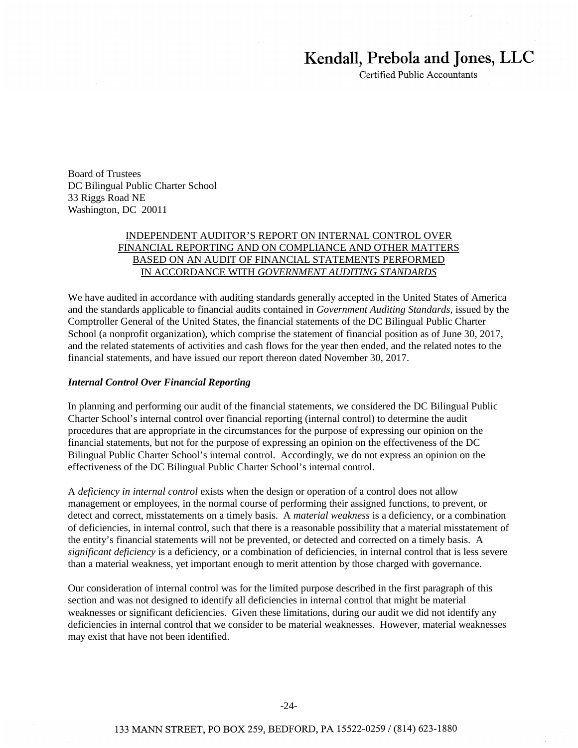# Kendall, Prebola and Jones, LLC

Certified Public Accountants

Board of Trustees
DC Bilingual Public Charter School
33 Riggs Road NE
Washington, DC 20011

## INDEPENDENT AUDITOR'S REPORT ON INTERNAL CONTROL OVER FINANCIAL REPORTING AND ON COMPLIANCE AND OTHER MATTERS BASED ON AN AUDIT OF FINANCIAL STATEMENTS PERFORMED IN ACCORDANCE WITH *GOVERNMENT AUDITING STANDARDS*

We have audited in accordance with auditing standards generally accepted in the United States of America and the standards applicable to financial audits contained in *Government Auditing Standards*, issued by the Comptroller General of the United States, the financial statements of the DC Bilingual Public Charter School (a nonprofit organization), which comprise the statement of financial position as of June 30, 2017, and the related statements of activities and cash flows for the year then ended, and the related notes to the financial statements, and have issued our report thereon dated November 30, 2017.

***Internal Control Over Financial Reporting***

In planning and performing our audit of the financial statements, we considered the DC Bilingual Public Charter School's internal control over financial reporting (internal control) to determine the audit procedures that are appropriate in the circumstances for the purpose of expressing our opinion on the financial statements, but not for the purpose of expressing an opinion on the effectiveness of the DC Bilingual Public Charter School's internal control. Accordingly, we do not express an opinion on the effectiveness of the DC Bilingual Public Charter School's internal control.

A *deficiency in internal control* exists when the design or operation of a control does not allow management or employees, in the normal course of performing their assigned functions, to prevent, or detect and correct, misstatements on a timely basis. A *material weakness* is a deficiency, or a combination of deficiencies, in internal control, such that there is a reasonable possibility that a material misstatement of the entity's financial statements will not be prevented, or detected and corrected on a timely basis. A *significant deficiency* is a deficiency, or a combination of deficiencies, in internal control that is less severe than a material weakness, yet important enough to merit attention by those charged with governance.

Our consideration of internal control was for the limited purpose described in the first paragraph of this section and was not designed to identify all deficiencies in internal control that might be material weaknesses or significant deficiencies. Given these limitations, during our audit we did not identify any deficiencies in internal control that we consider to be material weaknesses. However, material weaknesses may exist that have not been identified.

133 MANN STREET, PO BOX 259, BEDFORD, PA 15522-0259 / (814) 623-1880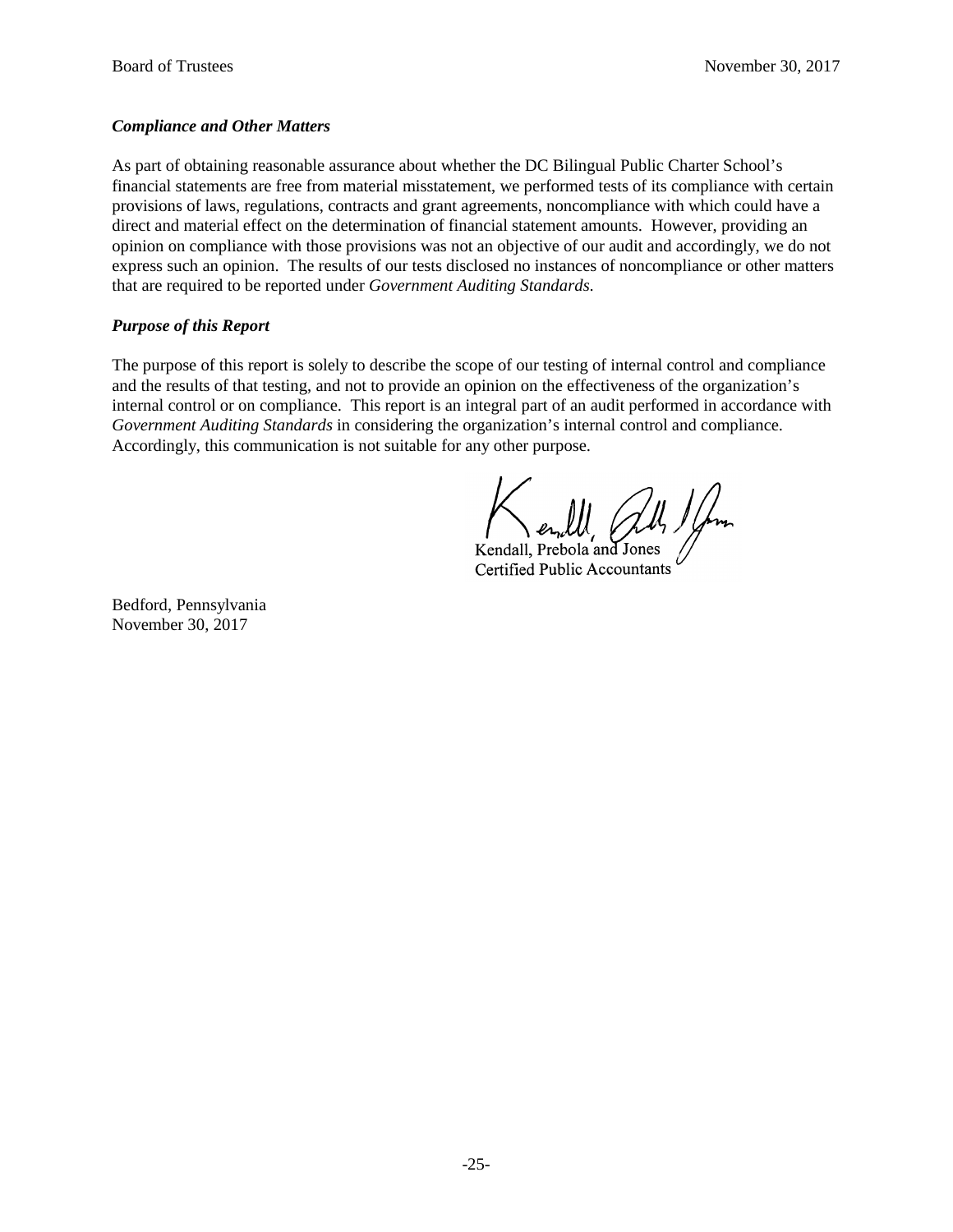### *Compliance and Other Matters*

As part of obtaining reasonable assurance about whether the DC Bilingual Public Charter School's financial statements are free from material misstatement, we performed tests of its compliance with certain provisions of laws, regulations, contracts and grant agreements, noncompliance with which could have a direct and material effect on the determination of financial statement amounts. However, providing an opinion on compliance with those provisions was not an objective of our audit and accordingly, we do not express such an opinion. The results of our tests disclosed no instances of noncompliance or other matters that are required to be reported under *Government Auditing Standards.*

### *Purpose of this Report*

The purpose of this report is solely to describe the scope of our testing of internal control and compliance and the results of that testing, and not to provide an opinion on the effectiveness of the organization's internal control or on compliance. This report is an integral part of an audit performed in accordance with *Government Auditing Standards* in considering the organization's internal control and compliance. Accordingly, this communication is not suitable for any other purpose.

Kendall, Prebola and Jones
Certified Public Accountants

Bedford, Pennsylvania
November 30, 2017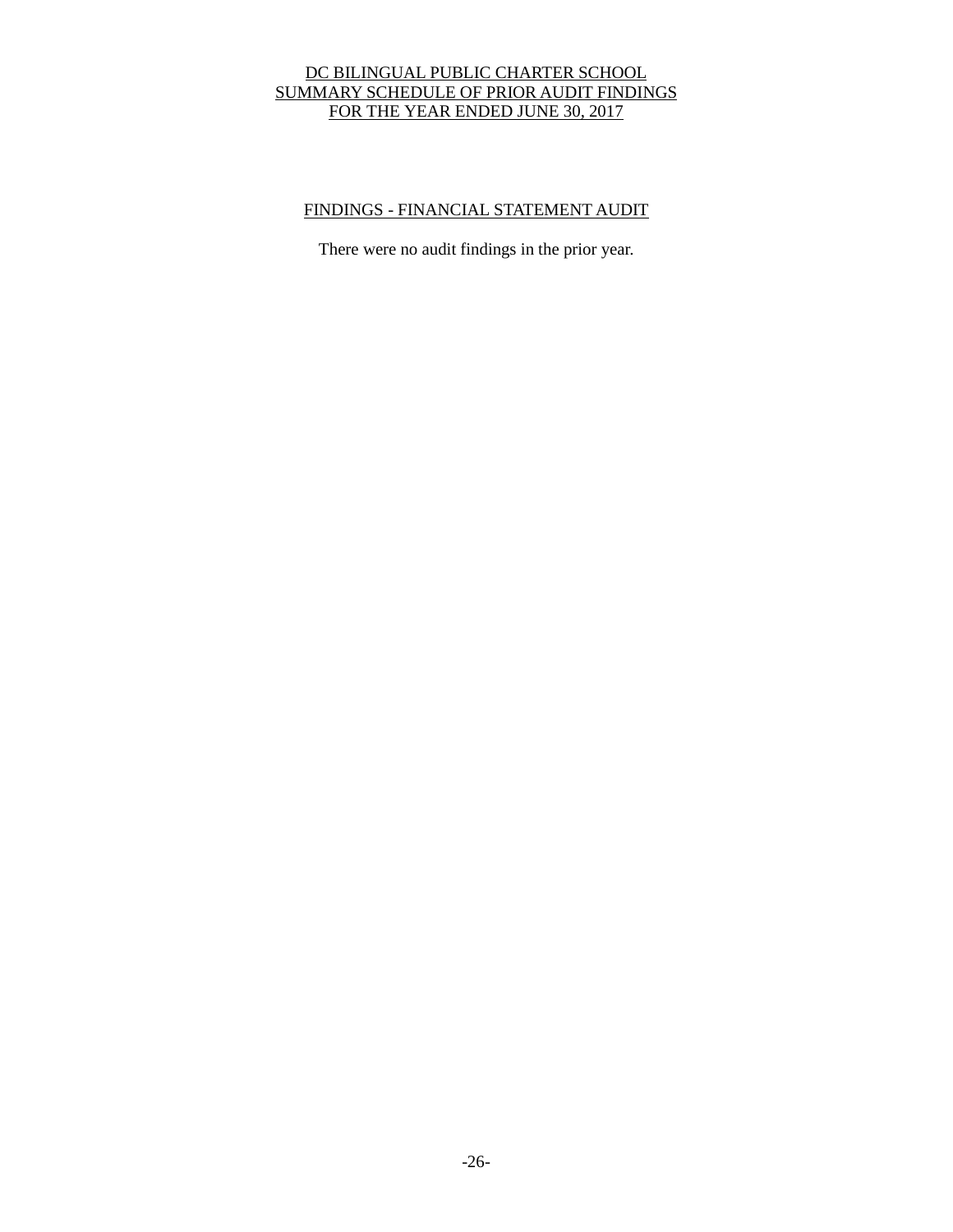# DC BILINGUAL PUBLIC CHARTER SCHOOL
## SUMMARY SCHEDULE OF PRIOR AUDIT FINDINGS
## FOR THE YEAR ENDED JUNE 30, 2017

### FINDINGS - FINANCIAL STATEMENT AUDIT

There were no audit findings in the prior year.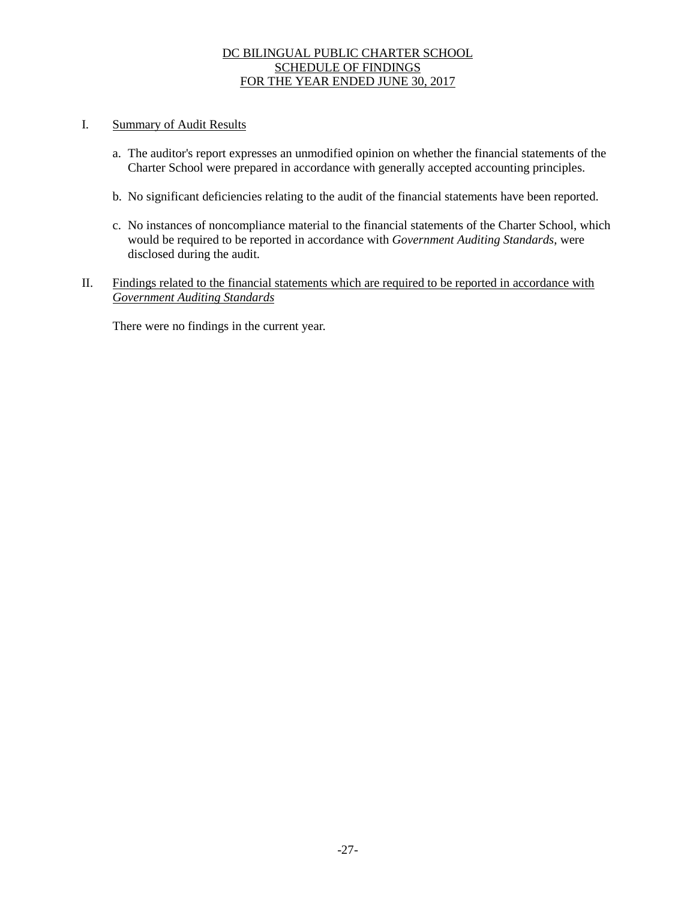# DC BILINGUAL PUBLIC CHARTER SCHOOL
## SCHEDULE OF FINDINGS
## FOR THE YEAR ENDED JUNE 30, 2017

I. Summary of Audit Results

a. The auditor's report expresses an unmodified opinion on whether the financial statements of the Charter School were prepared in accordance with generally accepted accounting principles.

b. No significant deficiencies relating to the audit of the financial statements have been reported.

c. No instances of noncompliance material to the financial statements of the Charter School, which would be required to be reported in accordance with *Government Auditing Standards*, were disclosed during the audit.

II. Findings related to the financial statements which are required to be reported in accordance with *Government Auditing Standards*

There were no findings in the current year.